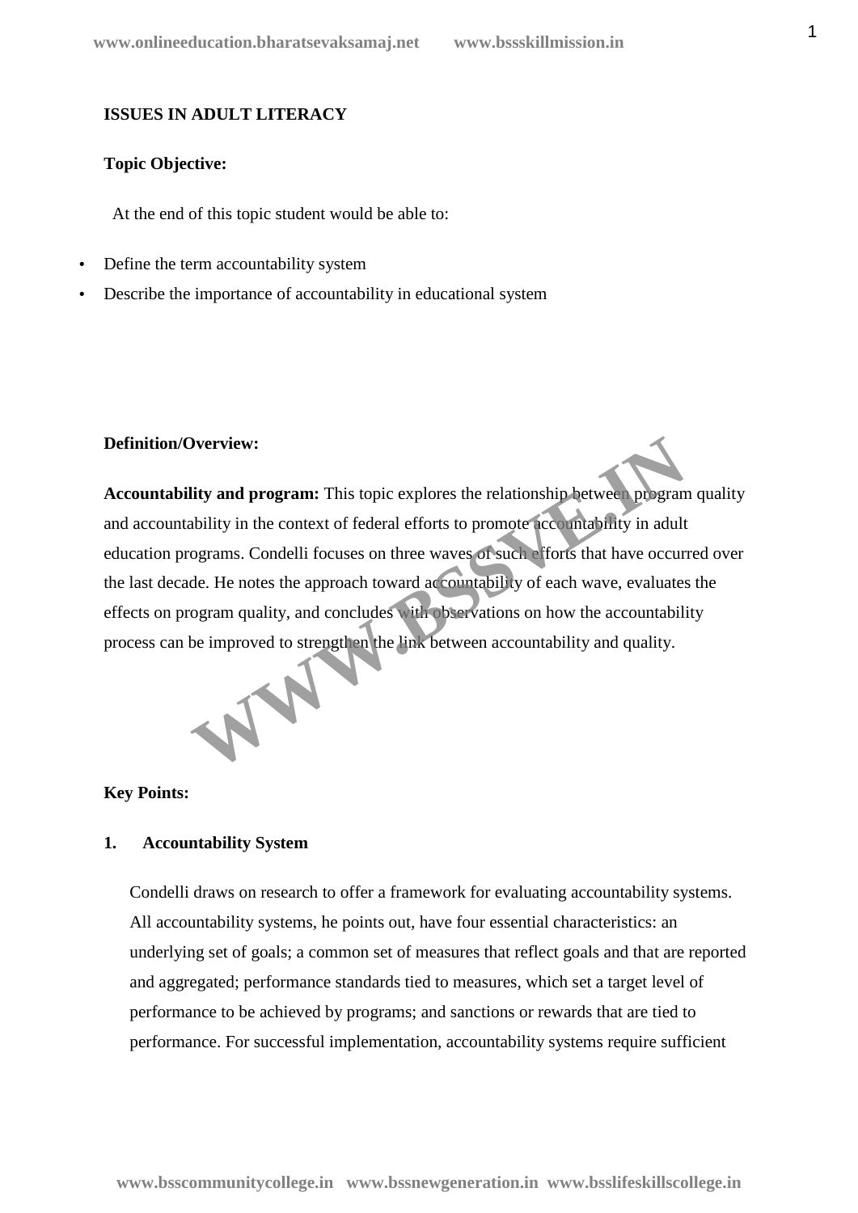**ISSUES IN ADULT LITERACY**

**Topic Objective:**

At the end of this topic student would be able to:

- Define the term accountability system
- Describe the importance of accountability in educational system

**Definition/Overview:**

**Accountability and program:** This topic explores the relationship between program quality and accountability in the context of federal efforts to promote accountability in adult education programs. Condelli focuses on three waves of such efforts that have occurred over the last decade. He notes the approach toward accountability of each wave, evaluates the effects on program quality, and concludes with observations on how the accountability process can be improved to strengthen the link between accountability and quality.

**Key Points:**

**1. Accountability System**

Condelli draws on research to offer a framework for evaluating accountability systems. All accountability systems, he points out, have four essential characteristics: an underlying set of goals; a common set of measures that reflect goals and that are reported and aggregated; performance standards tied to measures, which set a target level of performance to be achieved by programs; and sanctions or rewards that are tied to performance. For successful implementation, accountability systems require sufficient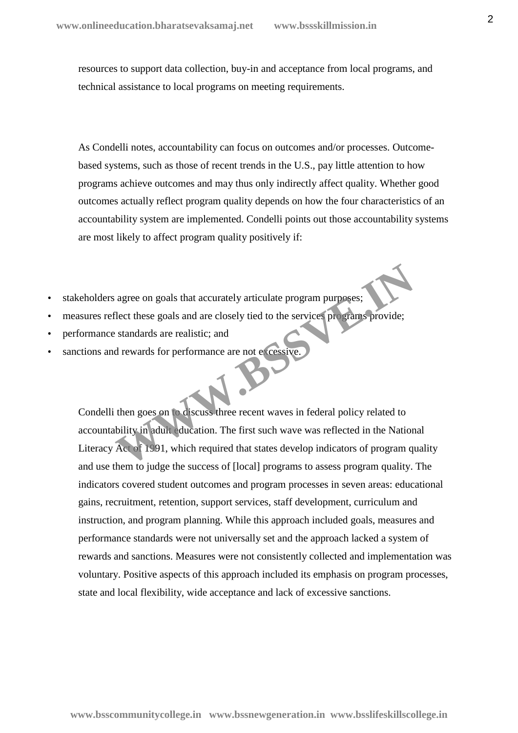resources to support data collection, buy-in and acceptance from local programs, and technical assistance to local programs on meeting requirements.

As Condelli notes, accountability can focus on outcomes and/or processes. Outcome-based systems, such as those of recent trends in the U.S., pay little attention to how programs achieve outcomes and may thus only indirectly affect quality. Whether good outcomes actually reflect program quality depends on how the four characteristics of an accountability system are implemented. Condelli points out those accountability systems are most likely to affect program quality positively if:

- stakeholders agree on goals that accurately articulate program purposes;
- measures reflect these goals and are closely tied to the services programs provide;
- performance standards are realistic; and
- sanctions and rewards for performance are not excessive.

Condelli then goes on to discuss three recent waves in federal policy related to accountability in adult education. The first such wave was reflected in the National Literacy Act of 1991, which required that states develop indicators of program quality and use them to judge the success of [local] programs to assess program quality. The indicators covered student outcomes and program processes in seven areas: educational gains, recruitment, retention, support services, staff development, curriculum and instruction, and program planning. While this approach included goals, measures and performance standards were not universally set and the approach lacked a system of rewards and sanctions. Measures were not consistently collected and implementation was voluntary. Positive aspects of this approach included its emphasis on program processes, state and local flexibility, wide acceptance and lack of excessive sanctions.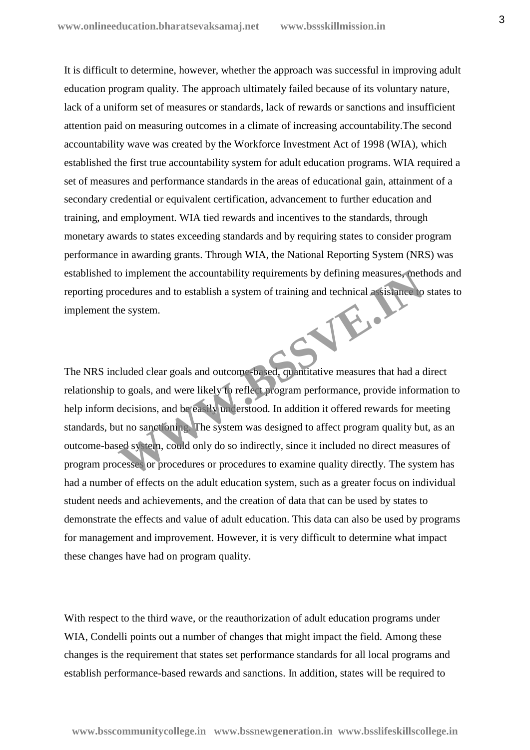It is difficult to determine, however, whether the approach was successful in improving adult education program quality. The approach ultimately failed because of its voluntary nature, lack of a uniform set of measures or standards, lack of rewards or sanctions and insufficient attention paid on measuring outcomes in a climate of increasing accountability.The second accountability wave was created by the Workforce Investment Act of 1998 (WIA), which established the first true accountability system for adult education programs. WIA required a set of measures and performance standards in the areas of educational gain, attainment of a secondary credential or equivalent certification, advancement to further education and training, and employment. WIA tied rewards and incentives to the standards, through monetary awards to states exceeding standards and by requiring states to consider program performance in awarding grants. Through WIA, the National Reporting System (NRS) was established to implement the accountability requirements by defining measures, methods and reporting procedures and to establish a system of training and technical assistance to states to implement the system.

The NRS included clear goals and outcome-based, quantitative measures that had a direct relationship to goals, and were likely to reflect program performance, provide information to help inform decisions, and be easily understood. In addition it offered rewards for meeting standards, but no sanctioning. The system was designed to affect program quality but, as an outcome-based system, could only do so indirectly, since it included no direct measures of program processes or procedures or procedures to examine quality directly. The system has had a number of effects on the adult education system, such as a greater focus on individual student needs and achievements, and the creation of data that can be used by states to demonstrate the effects and value of adult education. This data can also be used by programs for management and improvement. However, it is very difficult to determine what impact these changes have had on program quality.

With respect to the third wave, or the reauthorization of adult education programs under WIA, Condelli points out a number of changes that might impact the field. Among these changes is the requirement that states set performance standards for all local programs and establish performance-based rewards and sanctions. In addition, states will be required to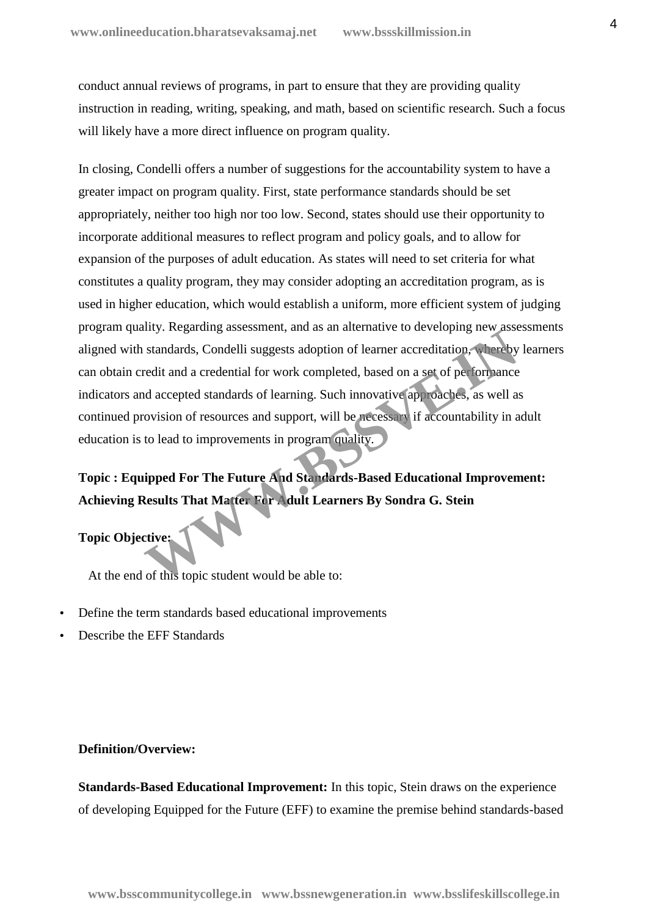conduct annual reviews of programs, in part to ensure that they are providing quality instruction in reading, writing, speaking, and math, based on scientific research. Such a focus will likely have a more direct influence on program quality.

In closing, Condelli offers a number of suggestions for the accountability system to have a greater impact on program quality. First, state performance standards should be set appropriately, neither too high nor too low. Second, states should use their opportunity to incorporate additional measures to reflect program and policy goals, and to allow for expansion of the purposes of adult education. As states will need to set criteria for what constitutes a quality program, they may consider adopting an accreditation program, as is used in higher education, which would establish a uniform, more efficient system of judging program quality. Regarding assessment, and as an alternative to developing new assessments aligned with standards, Condelli suggests adoption of learner accreditation, whereby learners can obtain credit and a credential for work completed, based on a set of performance indicators and accepted standards of learning. Such innovative approaches, as well as continued provision of resources and support, will be necessary if accountability in adult education is to lead to improvements in program quality.

**Topic : Equipped For The Future And Standards-Based Educational Improvement: Achieving Results That Matter For Adult Learners By Sondra G. Stein**

**Topic Objective:**

At the end of this topic student would be able to:

- Define the term standards based educational improvements
- Describe the EFF Standards

**Definition/Overview:**

**Standards-Based Educational Improvement:** In this topic, Stein draws on the experience of developing Equipped for the Future (EFF) to examine the premise behind standards-based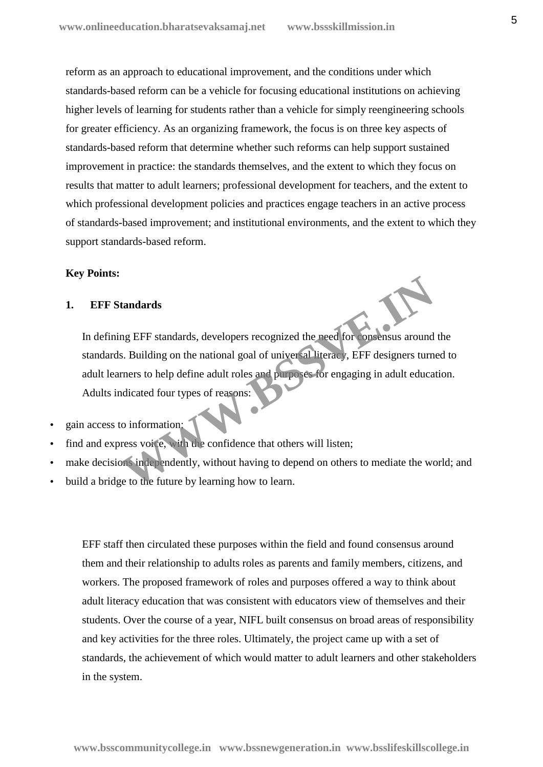reform as an approach to educational improvement, and the conditions under which standards-based reform can be a vehicle for focusing educational institutions on achieving higher levels of learning for students rather than a vehicle for simply reengineering schools for greater efficiency. As an organizing framework, the focus is on three key aspects of standards-based reform that determine whether such reforms can help support sustained improvement in practice: the standards themselves, and the extent to which they focus on results that matter to adult learners; professional development for teachers, and the extent to which professional development policies and practices engage teachers in an active process of standards-based improvement; and institutional environments, and the extent to which they support standards-based reform.

**Key Points:**

**1. EFF Standards**

In defining EFF standards, developers recognized the need for consensus around the standards. Building on the national goal of universal literacy, EFF designers turned to adult learners to help define adult roles and purposes for engaging in adult education. Adults indicated four types of reasons:

- gain access to information;
- find and express voice, with the confidence that others will listen;
- make decisions independently, without having to depend on others to mediate the world; and
- build a bridge to the future by learning how to learn.

EFF staff then circulated these purposes within the field and found consensus around them and their relationship to adults roles as parents and family members, citizens, and workers. The proposed framework of roles and purposes offered a way to think about adult literacy education that was consistent with educators view of themselves and their students. Over the course of a year, NIFL built consensus on broad areas of responsibility and key activities for the three roles. Ultimately, the project came up with a set of standards, the achievement of which would matter to adult learners and other stakeholders in the system.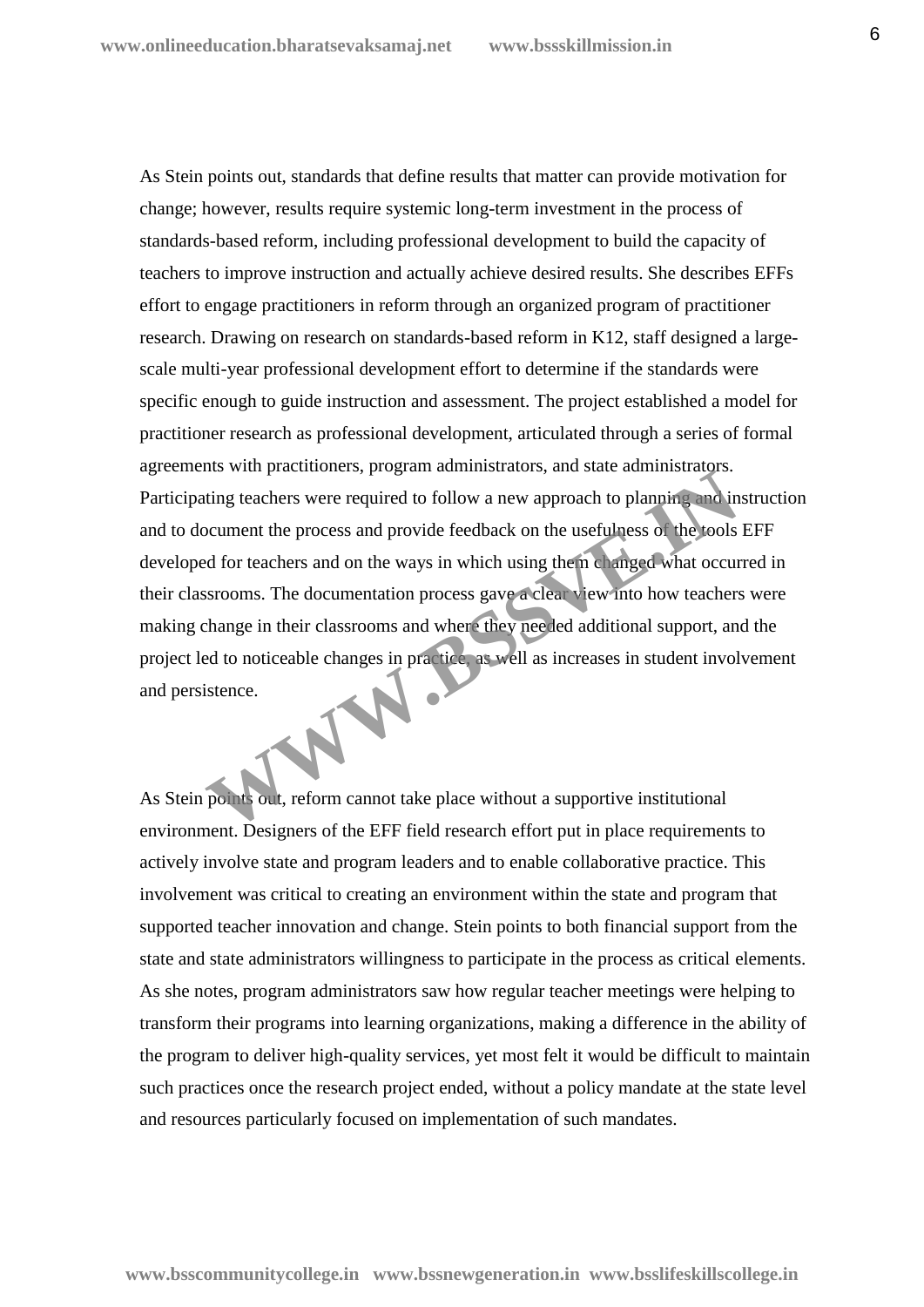As Stein points out, standards that define results that matter can provide motivation for change; however, results require systemic long-term investment in the process of standards-based reform, including professional development to build the capacity of teachers to improve instruction and actually achieve desired results. She describes EFFs effort to engage practitioners in reform through an organized program of practitioner research. Drawing on research on standards-based reform in K12, staff designed a large-scale multi-year professional development effort to determine if the standards were specific enough to guide instruction and assessment. The project established a model for practitioner research as professional development, articulated through a series of formal agreements with practitioners, program administrators, and state administrators. Participating teachers were required to follow a new approach to planning and instruction and to document the process and provide feedback on the usefulness of the tools EFF developed for teachers and on the ways in which using them changed what occurred in their classrooms. The documentation process gave a clear view into how teachers were making change in their classrooms and where they needed additional support, and the project led to noticeable changes in practice, as well as increases in student involvement and persistence.

As Stein points out, reform cannot take place without a supportive institutional environment. Designers of the EFF field research effort put in place requirements to actively involve state and program leaders and to enable collaborative practice. This involvement was critical to creating an environment within the state and program that supported teacher innovation and change. Stein points to both financial support from the state and state administrators willingness to participate in the process as critical elements. As she notes, program administrators saw how regular teacher meetings were helping to transform their programs into learning organizations, making a difference in the ability of the program to deliver high-quality services, yet most felt it would be difficult to maintain such practices once the research project ended, without a policy mandate at the state level and resources particularly focused on implementation of such mandates.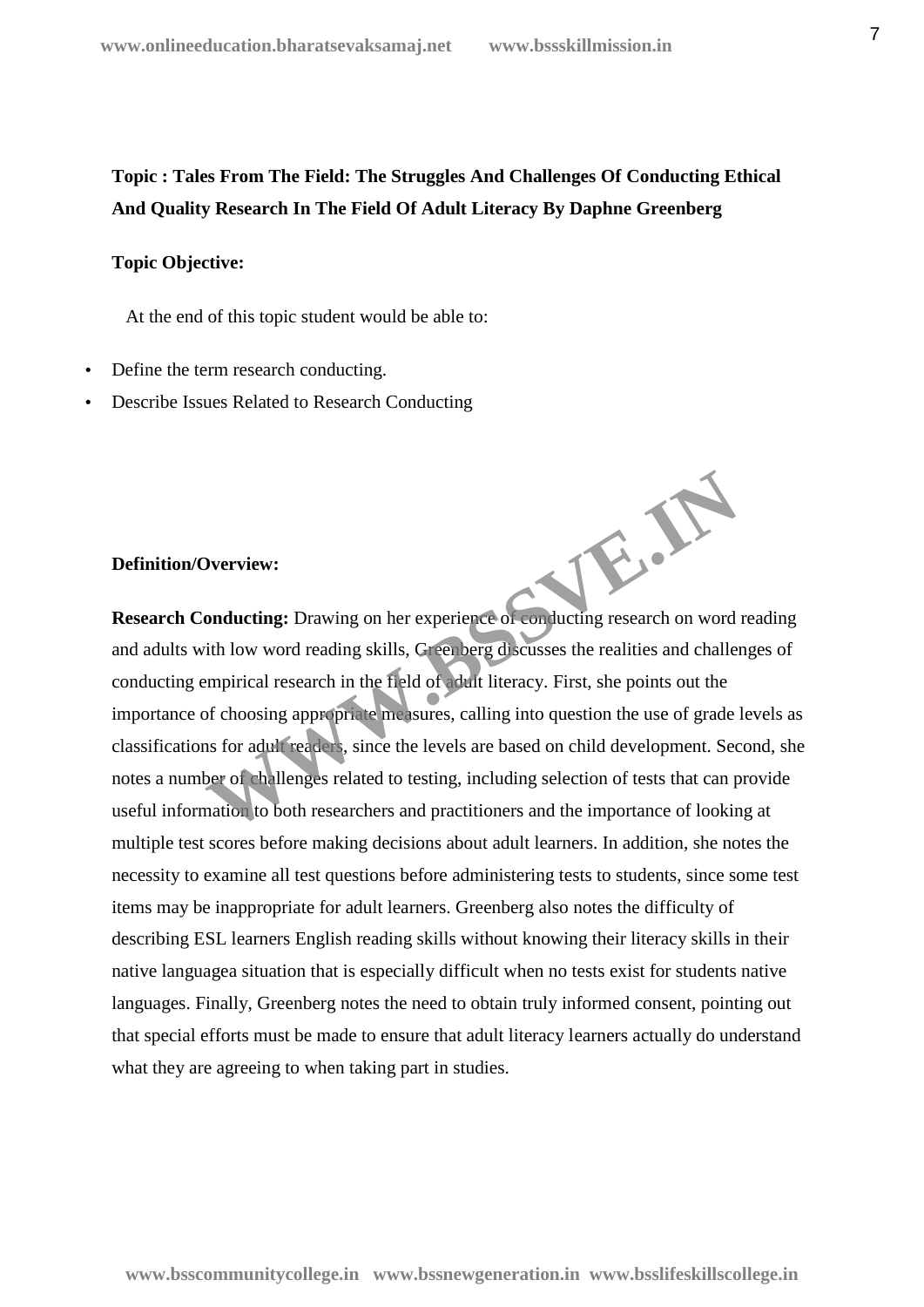**Topic : Tales From The Field: The Struggles And Challenges Of Conducting Ethical And Quality Research In The Field Of Adult Literacy By Daphne Greenberg**

**Topic Objective:**

At the end of this topic student would be able to:

- Define the term research conducting.
- Describe Issues Related to Research Conducting

**Definition/Overview:**

**Research Conducting:** Drawing on her experience of conducting research on word reading and adults with low word reading skills, Greenberg discusses the realities and challenges of conducting empirical research in the field of adult literacy. First, she points out the importance of choosing appropriate measures, calling into question the use of grade levels as classifications for adult readers, since the levels are based on child development. Second, she notes a number of challenges related to testing, including selection of tests that can provide useful information to both researchers and practitioners and the importance of looking at multiple test scores before making decisions about adult learners. In addition, she notes the necessity to examine all test questions before administering tests to students, since some test items may be inappropriate for adult learners. Greenberg also notes the difficulty of describing ESL learners English reading skills without knowing their literacy skills in their native languagea situation that is especially difficult when no tests exist for students native languages. Finally, Greenberg notes the need to obtain truly informed consent, pointing out that special efforts must be made to ensure that adult literacy learners actually do understand what they are agreeing to when taking part in studies.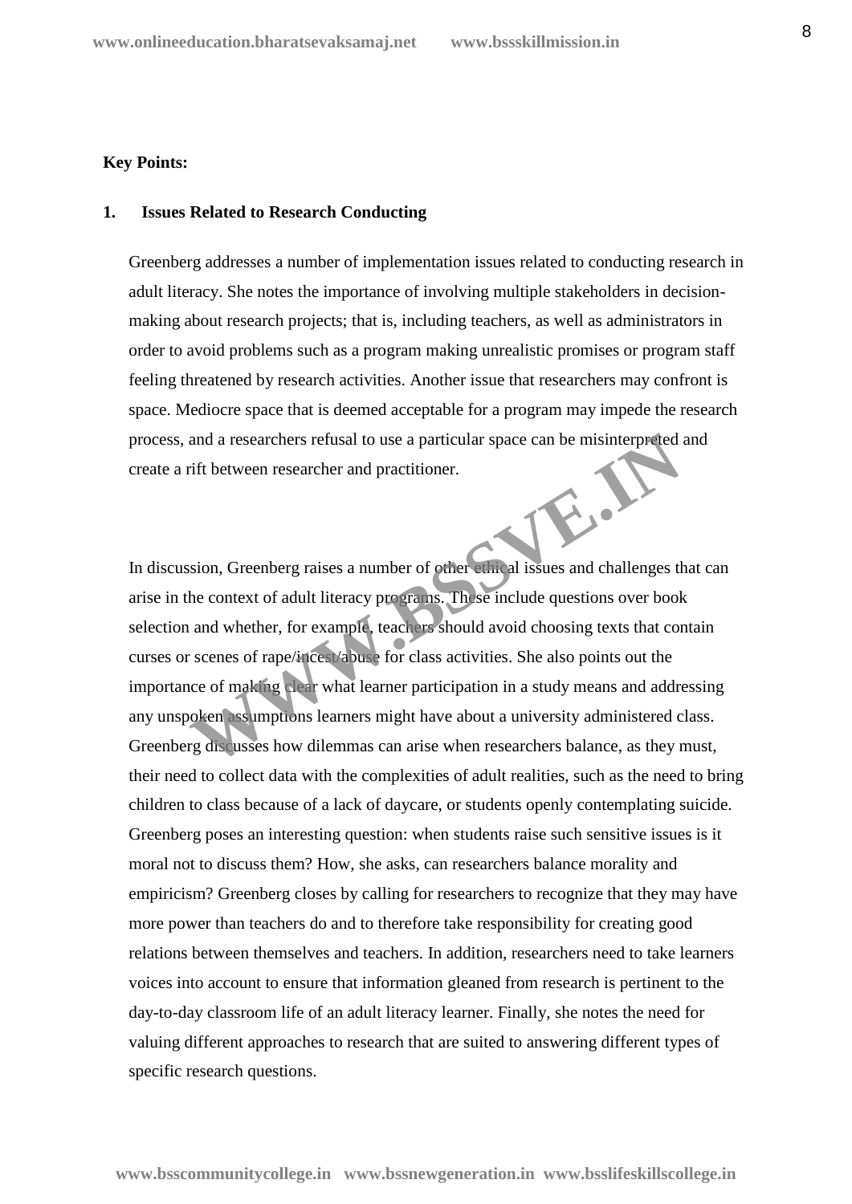**Key Points:**

## 1. Issues Related to Research Conducting

Greenberg addresses a number of implementation issues related to conducting research in adult literacy. She notes the importance of involving multiple stakeholders in decision-making about research projects; that is, including teachers, as well as administrators in order to avoid problems such as a program making unrealistic promises or program staff feeling threatened by research activities. Another issue that researchers may confront is space. Mediocre space that is deemed acceptable for a program may impede the research process, and a researchers refusal to use a particular space can be misinterpreted and create a rift between researcher and practitioner.

In discussion, Greenberg raises a number of other ethical issues and challenges that can arise in the context of adult literacy programs. These include questions over book selection and whether, for example, teachers should avoid choosing texts that contain curses or scenes of rape/incest/abuse for class activities. She also points out the importance of making clear what learner participation in a study means and addressing any unspoken assumptions learners might have about a university administered class. Greenberg discusses how dilemmas can arise when researchers balance, as they must, their need to collect data with the complexities of adult realities, such as the need to bring children to class because of a lack of daycare, or students openly contemplating suicide. Greenberg poses an interesting question: when students raise such sensitive issues is it moral not to discuss them? How, she asks, can researchers balance morality and empiricism? Greenberg closes by calling for researchers to recognize that they may have more power than teachers do and to therefore take responsibility for creating good relations between themselves and teachers. In addition, researchers need to take learners voices into account to ensure that information gleaned from research is pertinent to the day-to-day classroom life of an adult literacy learner. Finally, she notes the need for valuing different approaches to research that are suited to answering different types of specific research questions.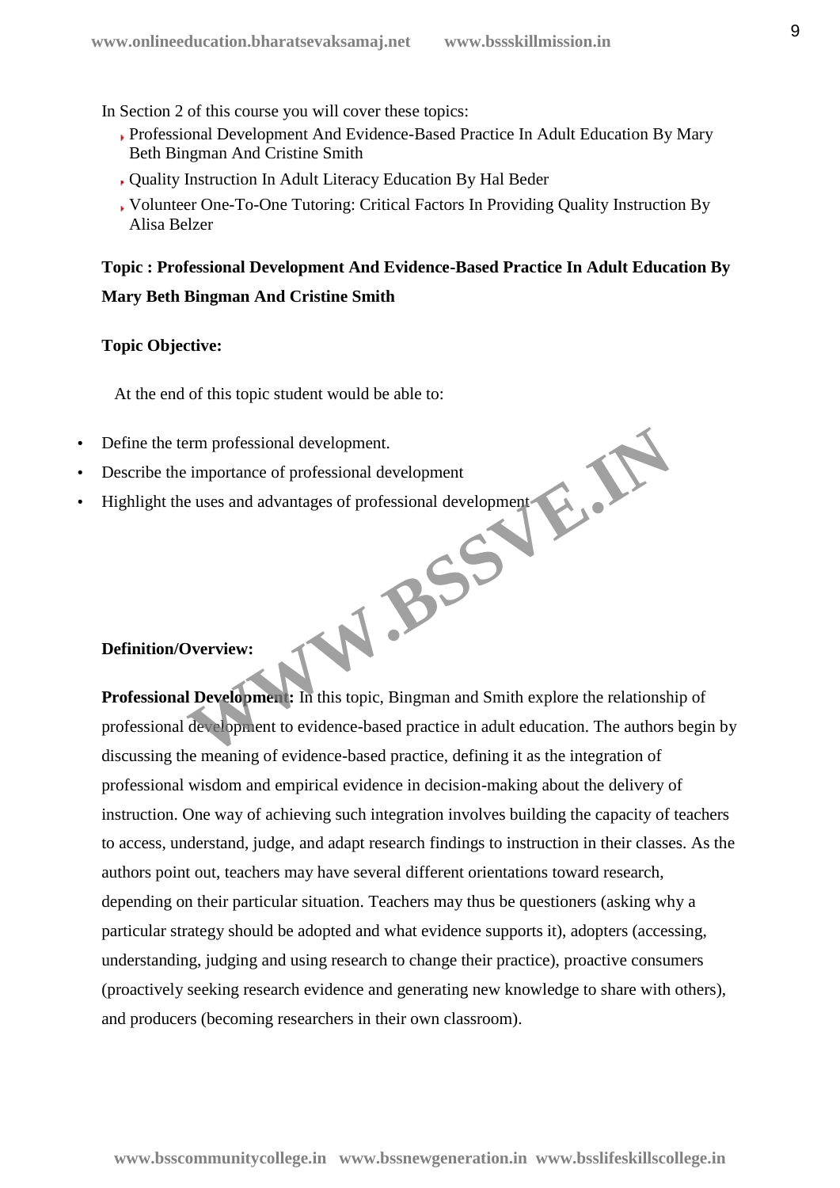In Section 2 of this course you will cover these topics:

- Professional Development And Evidence-Based Practice In Adult Education By Mary Beth Bingman And Cristine Smith
- Quality Instruction In Adult Literacy Education By Hal Beder
- Volunteer One-To-One Tutoring: Critical Factors In Providing Quality Instruction By Alisa Belzer

**Topic : Professional Development And Evidence-Based Practice In Adult Education By Mary Beth Bingman And Cristine Smith**

**Topic Objective:**

At the end of this topic student would be able to:

- Define the term professional development.
- Describe the importance of professional development
- Highlight the uses and advantages of professional development

**Definition/Overview:**

**Professional Development:** In this topic, Bingman and Smith explore the relationship of professional development to evidence-based practice in adult education. The authors begin by discussing the meaning of evidence-based practice, defining it as the integration of professional wisdom and empirical evidence in decision-making about the delivery of instruction. One way of achieving such integration involves building the capacity of teachers to access, understand, judge, and adapt research findings to instruction in their classes. As the authors point out, teachers may have several different orientations toward research, depending on their particular situation. Teachers may thus be questioners (asking why a particular strategy should be adopted and what evidence supports it), adopters (accessing, understanding, judging and using research to change their practice), proactive consumers (proactively seeking research evidence and generating new knowledge to share with others), and producers (becoming researchers in their own classroom).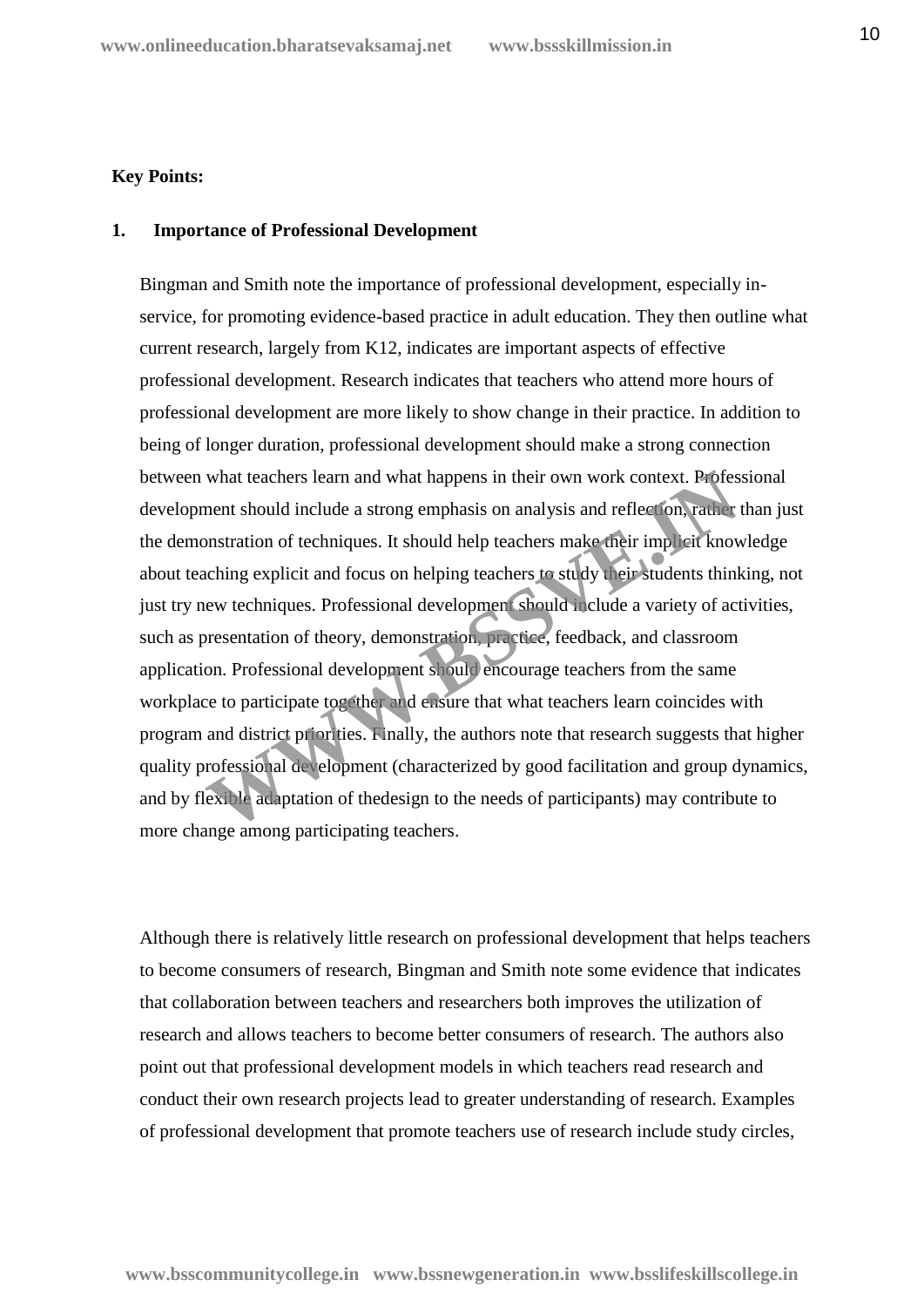**Key Points:**

**1. Importance of Professional Development**

Bingman and Smith note the importance of professional development, especially in-service, for promoting evidence-based practice in adult education. They then outline what current research, largely from K12, indicates are important aspects of effective professional development. Research indicates that teachers who attend more hours of professional development are more likely to show change in their practice. In addition to being of longer duration, professional development should make a strong connection between what teachers learn and what happens in their own work context. Professional development should include a strong emphasis on analysis and reflection, rather than just the demonstration of techniques. It should help teachers make their implicit knowledge about teaching explicit and focus on helping teachers to study their students thinking, not just try new techniques. Professional development should include a variety of activities, such as presentation of theory, demonstration, practice, feedback, and classroom application. Professional development should encourage teachers from the same workplace to participate together and ensure that what teachers learn coincides with program and district priorities. Finally, the authors note that research suggests that higher quality professional development (characterized by good facilitation and group dynamics, and by flexible adaptation of thedesign to the needs of participants) may contribute to more change among participating teachers.

Although there is relatively little research on professional development that helps teachers to become consumers of research, Bingman and Smith note some evidence that indicates that collaboration between teachers and researchers both improves the utilization of research and allows teachers to become better consumers of research. The authors also point out that professional development models in which teachers read research and conduct their own research projects lead to greater understanding of research. Examples of professional development that promote teachers use of research include study circles,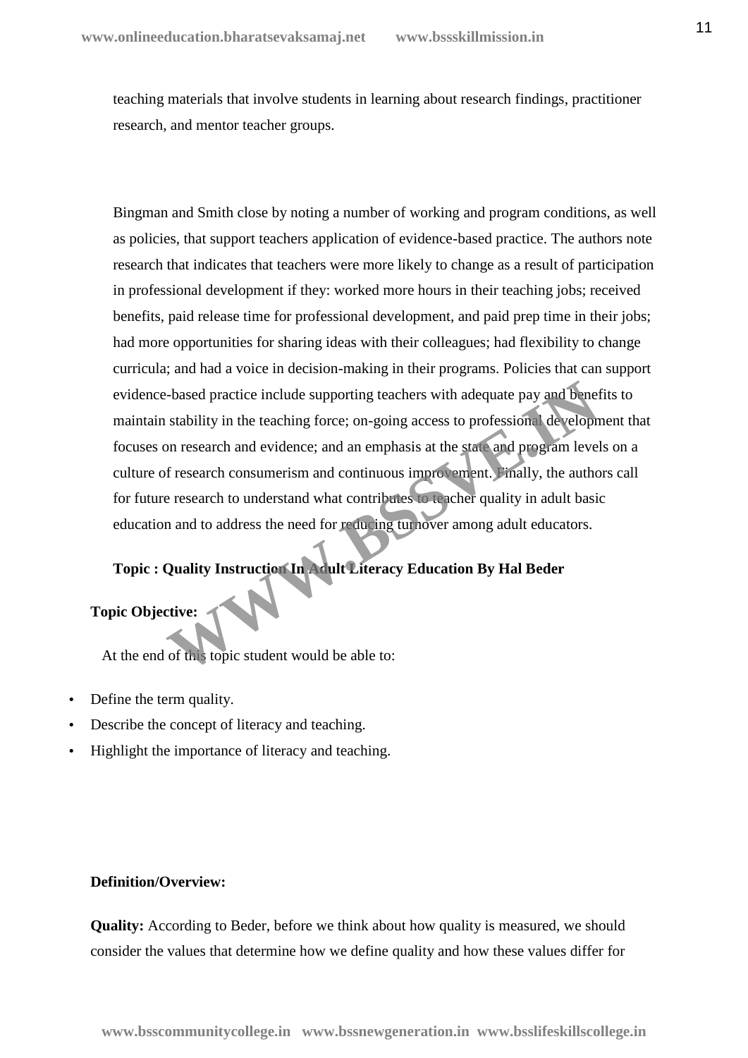teaching materials that involve students in learning about research findings, practitioner research, and mentor teacher groups.

Bingman and Smith close by noting a number of working and program conditions, as well as policies, that support teachers application of evidence-based practice. The authors note research that indicates that teachers were more likely to change as a result of participation in professional development if they: worked more hours in their teaching jobs; received benefits, paid release time for professional development, and paid prep time in their jobs; had more opportunities for sharing ideas with their colleagues; had flexibility to change curricula; and had a voice in decision-making in their programs. Policies that can support evidence-based practice include supporting teachers with adequate pay and benefits to maintain stability in the teaching force; on-going access to professional development that focuses on research and evidence; and an emphasis at the state and program levels on a culture of research consumerism and continuous improvement. Finally, the authors call for future research to understand what contributes to teacher quality in adult basic education and to address the need for reducing turnover among adult educators.

**Topic : Quality Instruction In Adult Literacy Education By Hal Beder**

**Topic Objective:**

At the end of this topic student would be able to:

- Define the term quality.
- Describe the concept of literacy and teaching.
- Highlight the importance of literacy and teaching.

**Definition/Overview:**

**Quality:** According to Beder, before we think about how quality is measured, we should consider the values that determine how we define quality and how these values differ for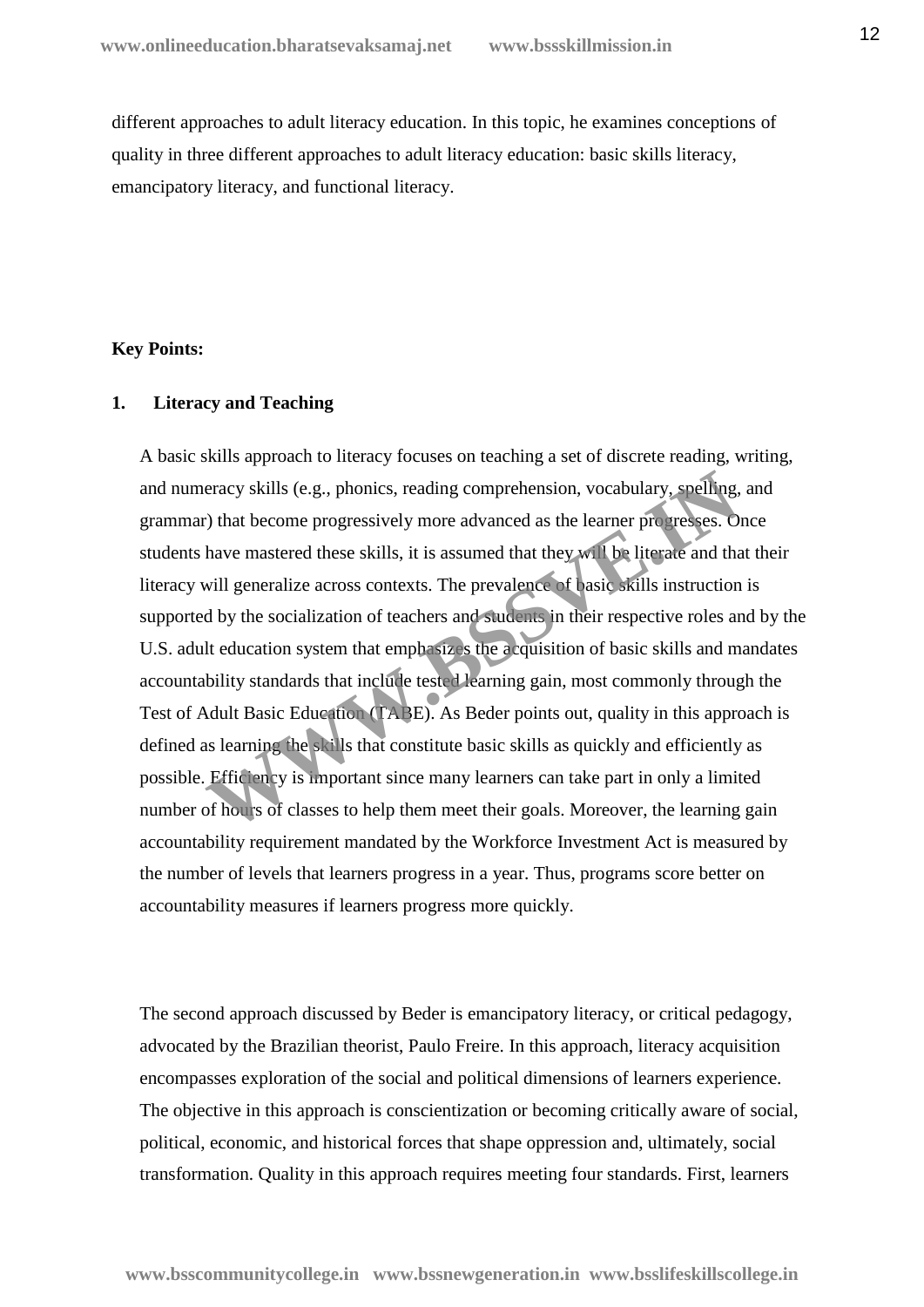different approaches to adult literacy education. In this topic, he examines conceptions of quality in three different approaches to adult literacy education: basic skills literacy, emancipatory literacy, and functional literacy.

**Key Points:**

**1. Literacy and Teaching**

A basic skills approach to literacy focuses on teaching a set of discrete reading, writing, and numeracy skills (e.g., phonics, reading comprehension, vocabulary, spelling, and grammar) that become progressively more advanced as the learner progresses. Once students have mastered these skills, it is assumed that they will be literate and that their literacy will generalize across contexts. The prevalence of basic skills instruction is supported by the socialization of teachers and students in their respective roles and by the U.S. adult education system that emphasizes the acquisition of basic skills and mandates accountability standards that include tested learning gain, most commonly through the Test of Adult Basic Education (TABE). As Beder points out, quality in this approach is defined as learning the skills that constitute basic skills as quickly and efficiently as possible. Efficiency is important since many learners can take part in only a limited number of hours of classes to help them meet their goals. Moreover, the learning gain accountability requirement mandated by the Workforce Investment Act is measured by the number of levels that learners progress in a year. Thus, programs score better on accountability measures if learners progress more quickly.

The second approach discussed by Beder is emancipatory literacy, or critical pedagogy, advocated by the Brazilian theorist, Paulo Freire. In this approach, literacy acquisition encompasses exploration of the social and political dimensions of learners experience. The objective in this approach is conscientization or becoming critically aware of social, political, economic, and historical forces that shape oppression and, ultimately, social transformation. Quality in this approach requires meeting four standards. First, learners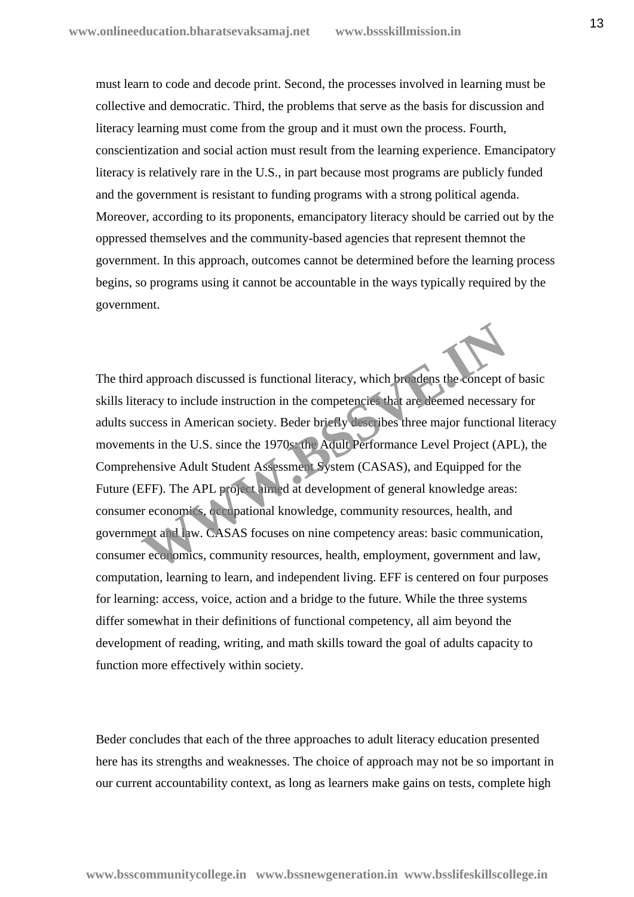must learn to code and decode print. Second, the processes involved in learning must be collective and democratic. Third, the problems that serve as the basis for discussion and literacy learning must come from the group and it must own the process. Fourth, conscientization and social action must result from the learning experience. Emancipatory literacy is relatively rare in the U.S., in part because most programs are publicly funded and the government is resistant to funding programs with a strong political agenda. Moreover, according to its proponents, emancipatory literacy should be carried out by the oppressed themselves and the community-based agencies that represent themnot the government. In this approach, outcomes cannot be determined before the learning process begins, so programs using it cannot be accountable in the ways typically required by the government.

The third approach discussed is functional literacy, which broadens the concept of basic skills literacy to include instruction in the competencies that are deemed necessary for adults success in American society. Beder briefly describes three major functional literacy movements in the U.S. since the 1970s: the Adult Performance Level Project (APL), the Comprehensive Adult Student Assessment System (CASAS), and Equipped for the Future (EFF). The APL project aimed at development of general knowledge areas: consumer economics, occupational knowledge, community resources, health, and government and law. CASAS focuses on nine competency areas: basic communication, consumer economics, community resources, health, employment, government and law, computation, learning to learn, and independent living. EFF is centered on four purposes for learning: access, voice, action and a bridge to the future. While the three systems differ somewhat in their definitions of functional competency, all aim beyond the development of reading, writing, and math skills toward the goal of adults capacity to function more effectively within society.

Beder concludes that each of the three approaches to adult literacy education presented here has its strengths and weaknesses. The choice of approach may not be so important in our current accountability context, as long as learners make gains on tests, complete high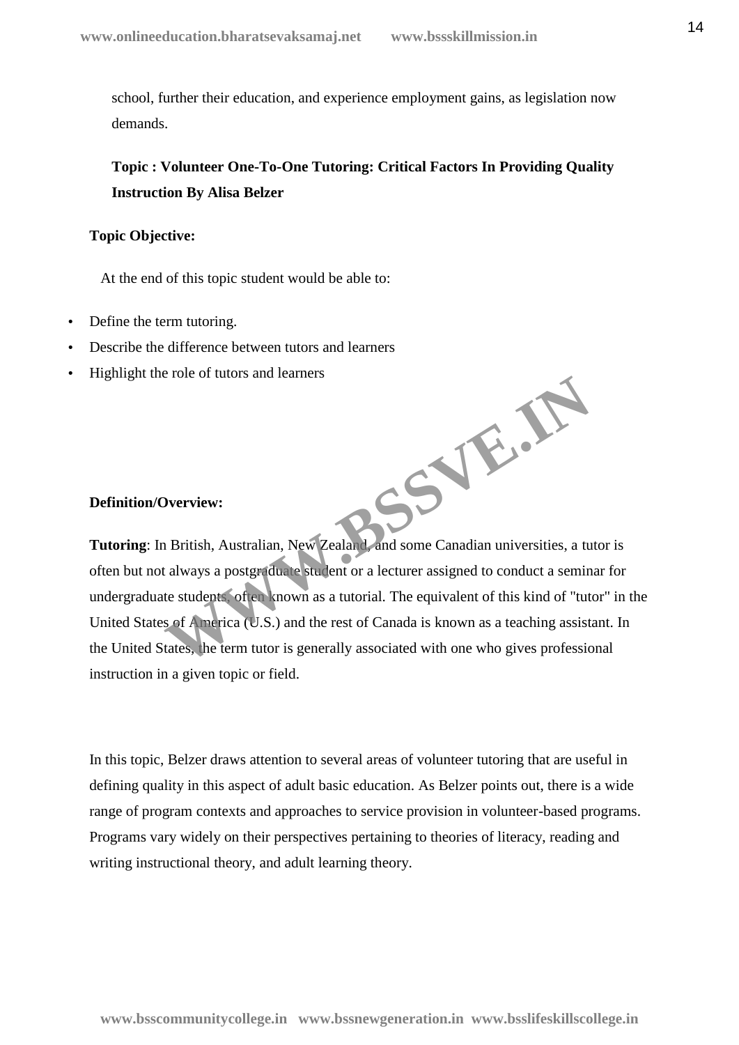school, further their education, and experience employment gains, as legislation now demands.

**Topic : Volunteer One-To-One Tutoring: Critical Factors In Providing Quality Instruction By Alisa Belzer**

**Topic Objective:**

At the end of this topic student would be able to:

- Define the term tutoring.
- Describe the difference between tutors and learners
- Highlight the role of tutors and learners

**Definition/Overview:**

**Tutoring**: In British, Australian, New Zealand, and some Canadian universities, a tutor is often but not always a postgraduate student or a lecturer assigned to conduct a seminar for undergraduate students, often known as a tutorial. The equivalent of this kind of "tutor" in the United States of America (U.S.) and the rest of Canada is known as a teaching assistant. In the United States, the term tutor is generally associated with one who gives professional instruction in a given topic or field.

In this topic, Belzer draws attention to several areas of volunteer tutoring that are useful in defining quality in this aspect of adult basic education. As Belzer points out, there is a wide range of program contexts and approaches to service provision in volunteer-based programs. Programs vary widely on their perspectives pertaining to theories of literacy, reading and writing instructional theory, and adult learning theory.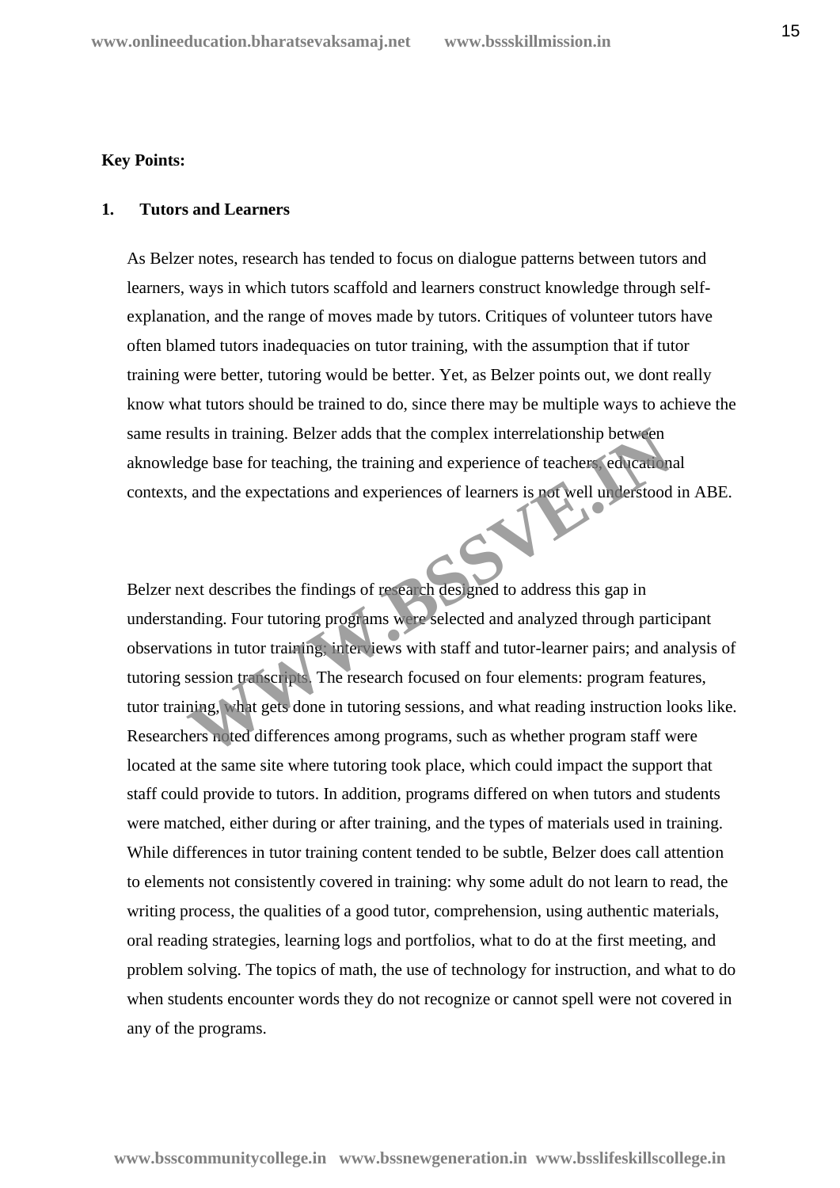**Key Points:**

**1. Tutors and Learners**

As Belzer notes, research has tended to focus on dialogue patterns between tutors and learners, ways in which tutors scaffold and learners construct knowledge through self-explanation, and the range of moves made by tutors. Critiques of volunteer tutors have often blamed tutors inadequacies on tutor training, with the assumption that if tutor training were better, tutoring would be better. Yet, as Belzer points out, we dont really know what tutors should be trained to do, since there may be multiple ways to achieve the same results in training. Belzer adds that the complex interrelationship between aknowledge base for teaching, the training and experience of teachers, educational contexts, and the expectations and experiences of learners is not well understood in ABE.

Belzer next describes the findings of research designed to address this gap in understanding. Four tutoring programs were selected and analyzed through participant observations in tutor training; interviews with staff and tutor-learner pairs; and analysis of tutoring session transcripts. The research focused on four elements: program features, tutor training, what gets done in tutoring sessions, and what reading instruction looks like. Researchers noted differences among programs, such as whether program staff were located at the same site where tutoring took place, which could impact the support that staff could provide to tutors. In addition, programs differed on when tutors and students were matched, either during or after training, and the types of materials used in training. While differences in tutor training content tended to be subtle, Belzer does call attention to elements not consistently covered in training: why some adult do not learn to read, the writing process, the qualities of a good tutor, comprehension, using authentic materials, oral reading strategies, learning logs and portfolios, what to do at the first meeting, and problem solving. The topics of math, the use of technology for instruction, and what to do when students encounter words they do not recognize or cannot spell were not covered in any of the programs.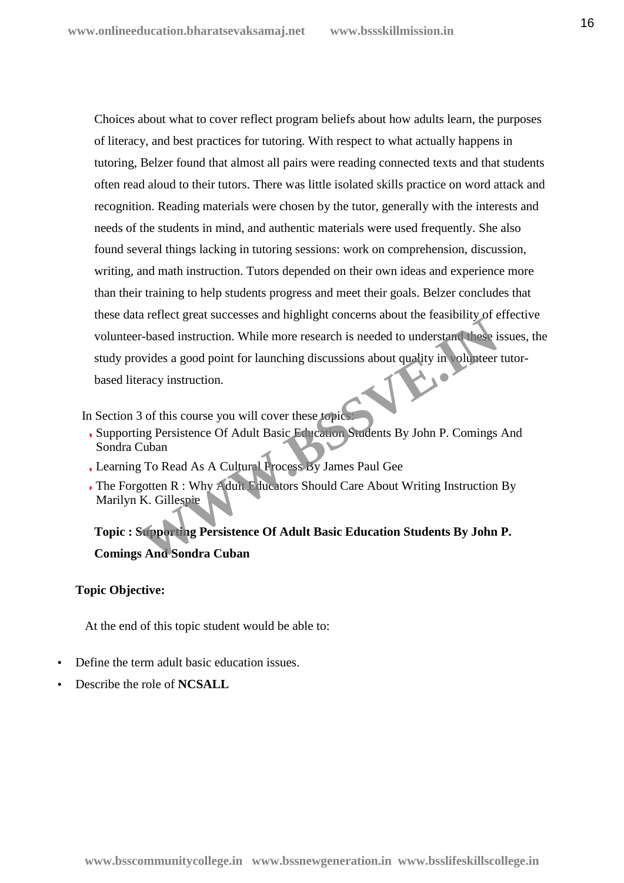Choices about what to cover reflect program beliefs about how adults learn, the purposes of literacy, and best practices for tutoring. With respect to what actually happens in tutoring, Belzer found that almost all pairs were reading connected texts and that students often read aloud to their tutors. There was little isolated skills practice on word attack and recognition. Reading materials were chosen by the tutor, generally with the interests and needs of the students in mind, and authentic materials were used frequently. She also found several things lacking in tutoring sessions: work on comprehension, discussion, writing, and math instruction. Tutors depended on their own ideas and experience more than their training to help students progress and meet their goals. Belzer concludes that these data reflect great successes and highlight concerns about the feasibility of effective volunteer-based instruction. While more research is needed to understand these issues, the study provides a good point for launching discussions about quality in volunteer tutor-based literacy instruction.

In Section 3 of this course you will cover these topics:

- Supporting Persistence Of Adult Basic Education Students By John P. Comings And Sondra Cuban
- Learning To Read As A Cultural Process By James Paul Gee
- The Forgotten R : Why Adult Educators Should Care About Writing Instruction By Marilyn K. Gillespie

**Topic : Supporting Persistence Of Adult Basic Education Students By John P. Comings And Sondra Cuban**

**Topic Objective:**

At the end of this topic student would be able to:

- Define the term adult basic education issues.
- Describe the role of **NCSALL**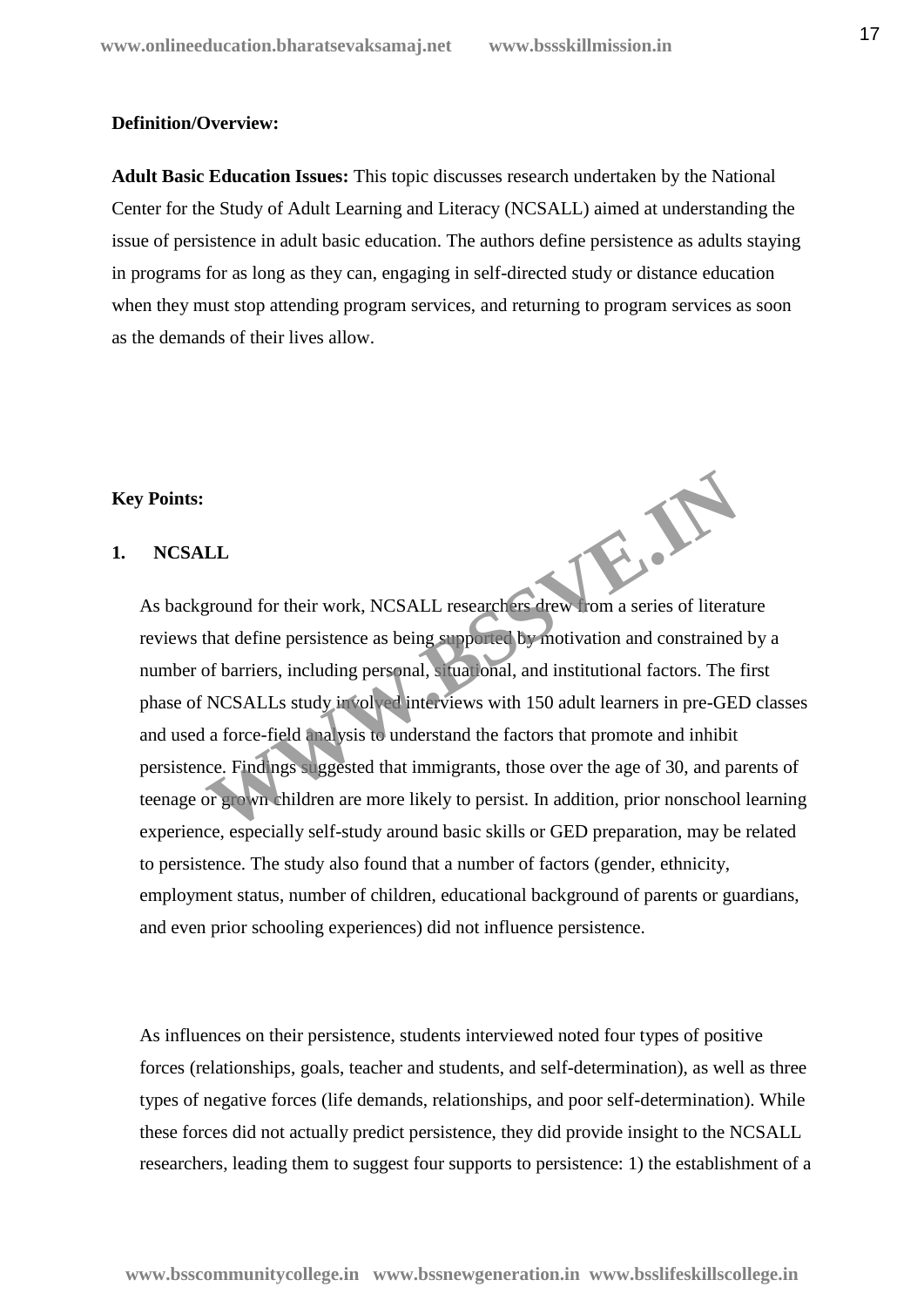**Definition/Overview:**

**Adult Basic Education Issues:** This topic discusses research undertaken by the National Center for the Study of Adult Learning and Literacy (NCSALL) aimed at understanding the issue of persistence in adult basic education. The authors define persistence as adults staying in programs for as long as they can, engaging in self-directed study or distance education when they must stop attending program services, and returning to program services as soon as the demands of their lives allow.

**Key Points:**

**1. NCSALL**

As background for their work, NCSALL researchers drew from a series of literature reviews that define persistence as being supported by motivation and constrained by a number of barriers, including personal, situational, and institutional factors. The first phase of NCSALLs study involved interviews with 150 adult learners in pre-GED classes and used a force-field analysis to understand the factors that promote and inhibit persistence. Findings suggested that immigrants, those over the age of 30, and parents of teenage or grown children are more likely to persist. In addition, prior nonschool learning experience, especially self-study around basic skills or GED preparation, may be related to persistence. The study also found that a number of factors (gender, ethnicity, employment status, number of children, educational background of parents or guardians, and even prior schooling experiences) did not influence persistence.

As influences on their persistence, students interviewed noted four types of positive forces (relationships, goals, teacher and students, and self-determination), as well as three types of negative forces (life demands, relationships, and poor self-determination). While these forces did not actually predict persistence, they did provide insight to the NCSALL researchers, leading them to suggest four supports to persistence: 1) the establishment of a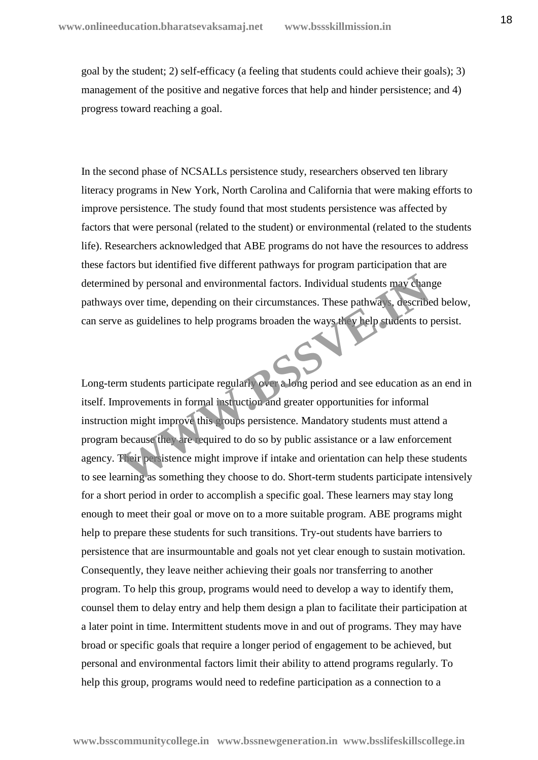goal by the student; 2) self-efficacy (a feeling that students could achieve their goals); 3) management of the positive and negative forces that help and hinder persistence; and 4) progress toward reaching a goal.

In the second phase of NCSALLs persistence study, researchers observed ten library literacy programs in New York, North Carolina and California that were making efforts to improve persistence. The study found that most students persistence was affected by factors that were personal (related to the student) or environmental (related to the students life). Researchers acknowledged that ABE programs do not have the resources to address these factors but identified five different pathways for program participation that are determined by personal and environmental factors. Individual students may change pathways over time, depending on their circumstances. These pathways, described below, can serve as guidelines to help programs broaden the ways they help students to persist.

Long-term students participate regularly over a long period and see education as an end in itself. Improvements in formal instruction and greater opportunities for informal instruction might improve this groups persistence. Mandatory students must attend a program because they are required to do so by public assistance or a law enforcement agency. Their persistence might improve if intake and orientation can help these students to see learning as something they choose to do. Short-term students participate intensively for a short period in order to accomplish a specific goal. These learners may stay long enough to meet their goal or move on to a more suitable program. ABE programs might help to prepare these students for such transitions. Try-out students have barriers to persistence that are insurmountable and goals not yet clear enough to sustain motivation. Consequently, they leave neither achieving their goals nor transferring to another program. To help this group, programs would need to develop a way to identify them, counsel them to delay entry and help them design a plan to facilitate their participation at a later point in time. Intermittent students move in and out of programs. They may have broad or specific goals that require a longer period of engagement to be achieved, but personal and environmental factors limit their ability to attend programs regularly. To help this group, programs would need to redefine participation as a connection to a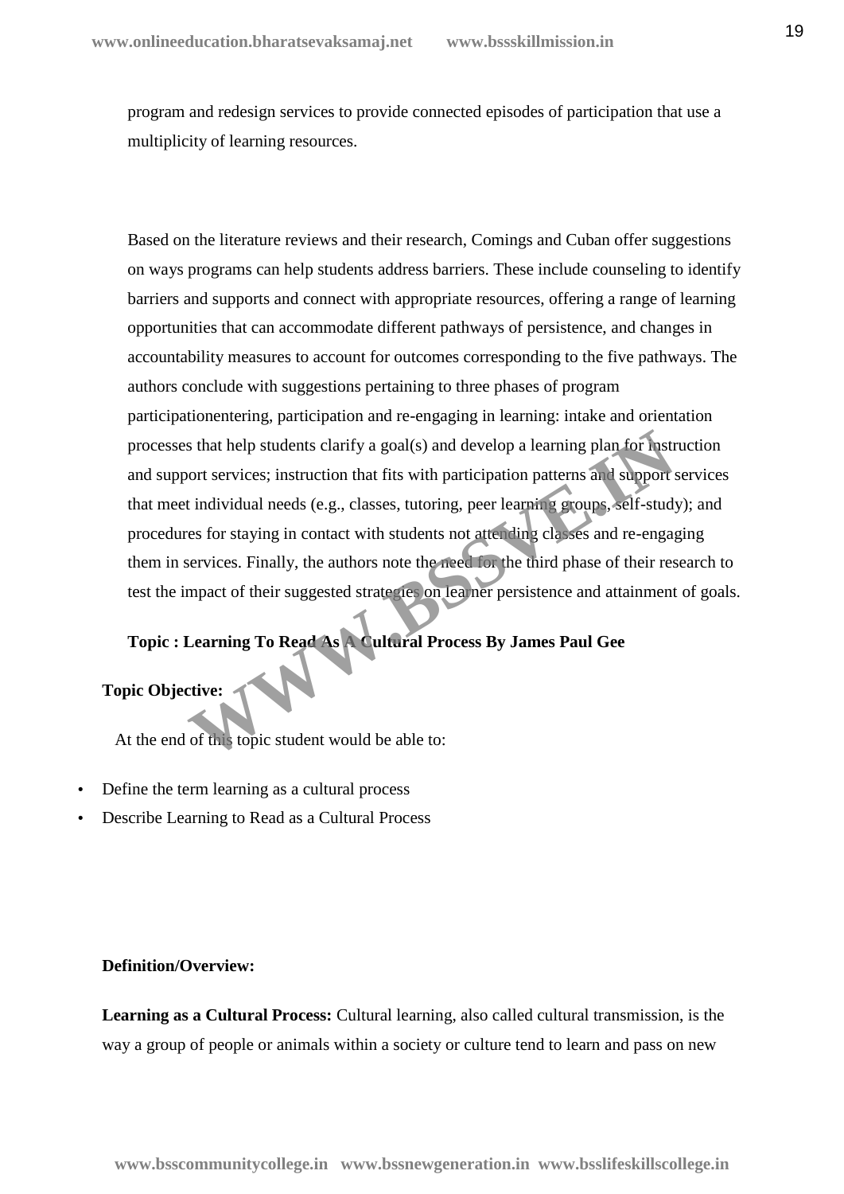program and redesign services to provide connected episodes of participation that use a multiplicity of learning resources.

Based on the literature reviews and their research, Comings and Cuban offer suggestions on ways programs can help students address barriers. These include counseling to identify barriers and supports and connect with appropriate resources, offering a range of learning opportunities that can accommodate different pathways of persistence, and changes in accountability measures to account for outcomes corresponding to the five pathways. The authors conclude with suggestions pertaining to three phases of program participationentering, participation and re-engaging in learning: intake and orientation processes that help students clarify a goal(s) and develop a learning plan for instruction and support services; instruction that fits with participation patterns and support services that meet individual needs (e.g., classes, tutoring, peer learning groups, self-study); and procedures for staying in contact with students not attending classes and re-engaging them in services. Finally, the authors note the need for the third phase of their research to test the impact of their suggested strategies on learner persistence and attainment of goals.

**Topic : Learning To Read As A Cultural Process By James Paul Gee**

**Topic Objective:**

At the end of this topic student would be able to:

- Define the term learning as a cultural process
- Describe Learning to Read as a Cultural Process

**Definition/Overview:**

**Learning as a Cultural Process:** Cultural learning, also called cultural transmission, is the way a group of people or animals within a society or culture tend to learn and pass on new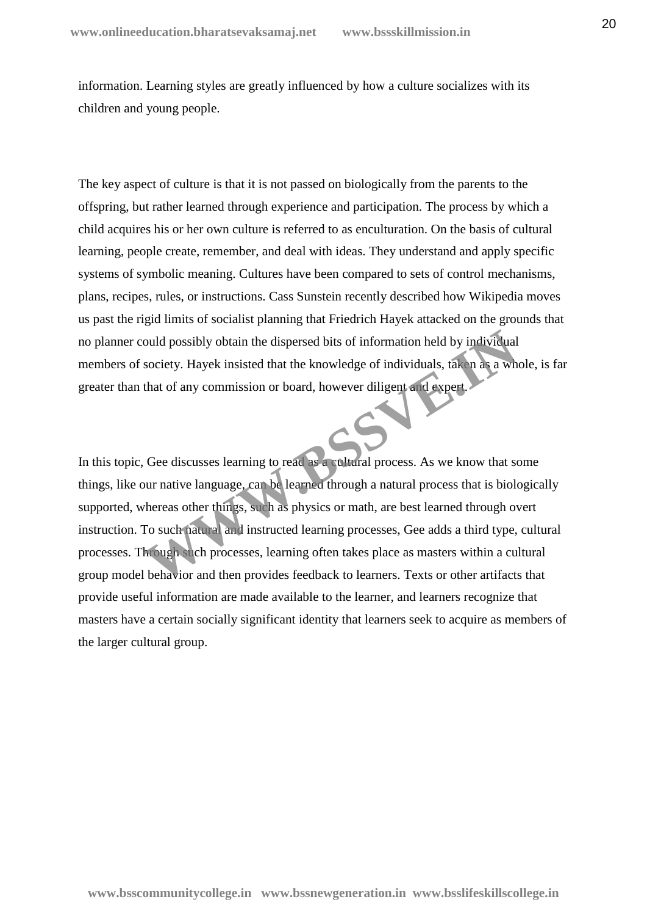information. Learning styles are greatly influenced by how a culture socializes with its children and young people.

The key aspect of culture is that it is not passed on biologically from the parents to the offspring, but rather learned through experience and participation. The process by which a child acquires his or her own culture is referred to as enculturation. On the basis of cultural learning, people create, remember, and deal with ideas. They understand and apply specific systems of symbolic meaning. Cultures have been compared to sets of control mechanisms, plans, recipes, rules, or instructions. Cass Sunstein recently described how Wikipedia moves us past the rigid limits of socialist planning that Friedrich Hayek attacked on the grounds that no planner could possibly obtain the dispersed bits of information held by individual members of society. Hayek insisted that the knowledge of individuals, taken as a whole, is far greater than that of any commission or board, however diligent and expert.

In this topic, Gee discusses learning to read as a cultural process. As we know that some things, like our native language, can be learned through a natural process that is biologically supported, whereas other things, such as physics or math, are best learned through overt instruction. To such natural and instructed learning processes, Gee adds a third type, cultural processes. Through such processes, learning often takes place as masters within a cultural group model behavior and then provides feedback to learners. Texts or other artifacts that provide useful information are made available to the learner, and learners recognize that masters have a certain socially significant identity that learners seek to acquire as members of the larger cultural group.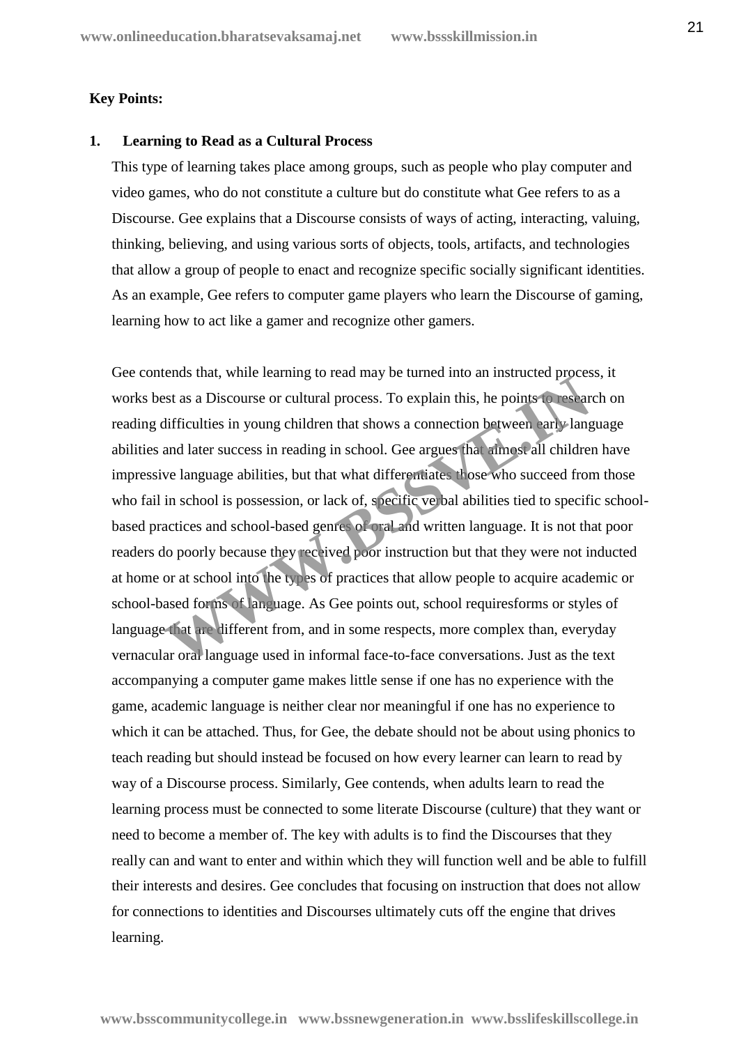**Key Points:**

1. **Learning to Read as a Cultural Process**

This type of learning takes place among groups, such as people who play computer and video games, who do not constitute a culture but do constitute what Gee refers to as a Discourse. Gee explains that a Discourse consists of ways of acting, interacting, valuing, thinking, believing, and using various sorts of objects, tools, artifacts, and technologies that allow a group of people to enact and recognize specific socially significant identities. As an example, Gee refers to computer game players who learn the Discourse of gaming, learning how to act like a gamer and recognize other gamers.

Gee contends that, while learning to read may be turned into an instructed process, it works best as a Discourse or cultural process. To explain this, he points to research on reading difficulties in young children that shows a connection between early language abilities and later success in reading in school. Gee argues that almost all children have impressive language abilities, but that what differentiates those who succeed from those who fail in school is possession, or lack of, specific verbal abilities tied to specific school-based practices and school-based genres of oral and written language. It is not that poor readers do poorly because they received poor instruction but that they were not inducted at home or at school into the types of practices that allow people to acquire academic or school-based forms of language. As Gee points out, school requiresforms or styles of language that are different from, and in some respects, more complex than, everyday vernacular oral language used in informal face-to-face conversations. Just as the text accompanying a computer game makes little sense if one has no experience with the game, academic language is neither clear nor meaningful if one has no experience to which it can be attached. Thus, for Gee, the debate should not be about using phonics to teach reading but should instead be focused on how every learner can learn to read by way of a Discourse process. Similarly, Gee contends, when adults learn to read the learning process must be connected to some literate Discourse (culture) that they want or need to become a member of. The key with adults is to find the Discourses that they really can and want to enter and within which they will function well and be able to fulfill their interests and desires. Gee concludes that focusing on instruction that does not allow for connections to identities and Discourses ultimately cuts off the engine that drives learning.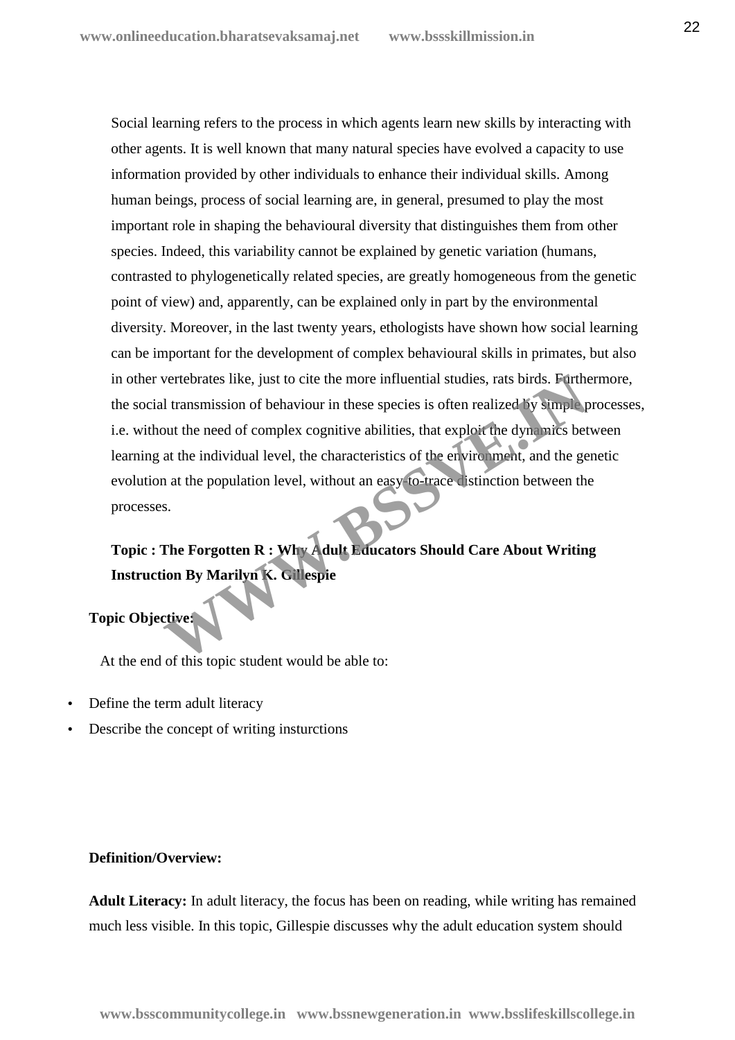Social learning refers to the process in which agents learn new skills by interacting with other agents. It is well known that many natural species have evolved a capacity to use information provided by other individuals to enhance their individual skills. Among human beings, process of social learning are, in general, presumed to play the most important role in shaping the behavioural diversity that distinguishes them from other species. Indeed, this variability cannot be explained by genetic variation (humans, contrasted to phylogenetically related species, are greatly homogeneous from the genetic point of view) and, apparently, can be explained only in part by the environmental diversity. Moreover, in the last twenty years, ethologists have shown how social learning can be important for the development of complex behavioural skills in primates, but also in other vertebrates like, just to cite the more influential studies, rats birds. Furthermore, the social transmission of behaviour in these species is often realized by simple processes, i.e. without the need of complex cognitive abilities, that exploit the dynamics between learning at the individual level, the characteristics of the environment, and the genetic evolution at the population level, without an easy-to-trace distinction between the processes.

**Topic : The Forgotten R : Why Adult Educators Should Care About Writing Instruction By Marilyn K. Gillespie**

**Topic Objective:**

At the end of this topic student would be able to:

- Define the term adult literacy
- Describe the concept of writing insturctions

**Definition/Overview:**

**Adult Literacy:** In adult literacy, the focus has been on reading, while writing has remained much less visible. In this topic, Gillespie discusses why the adult education system should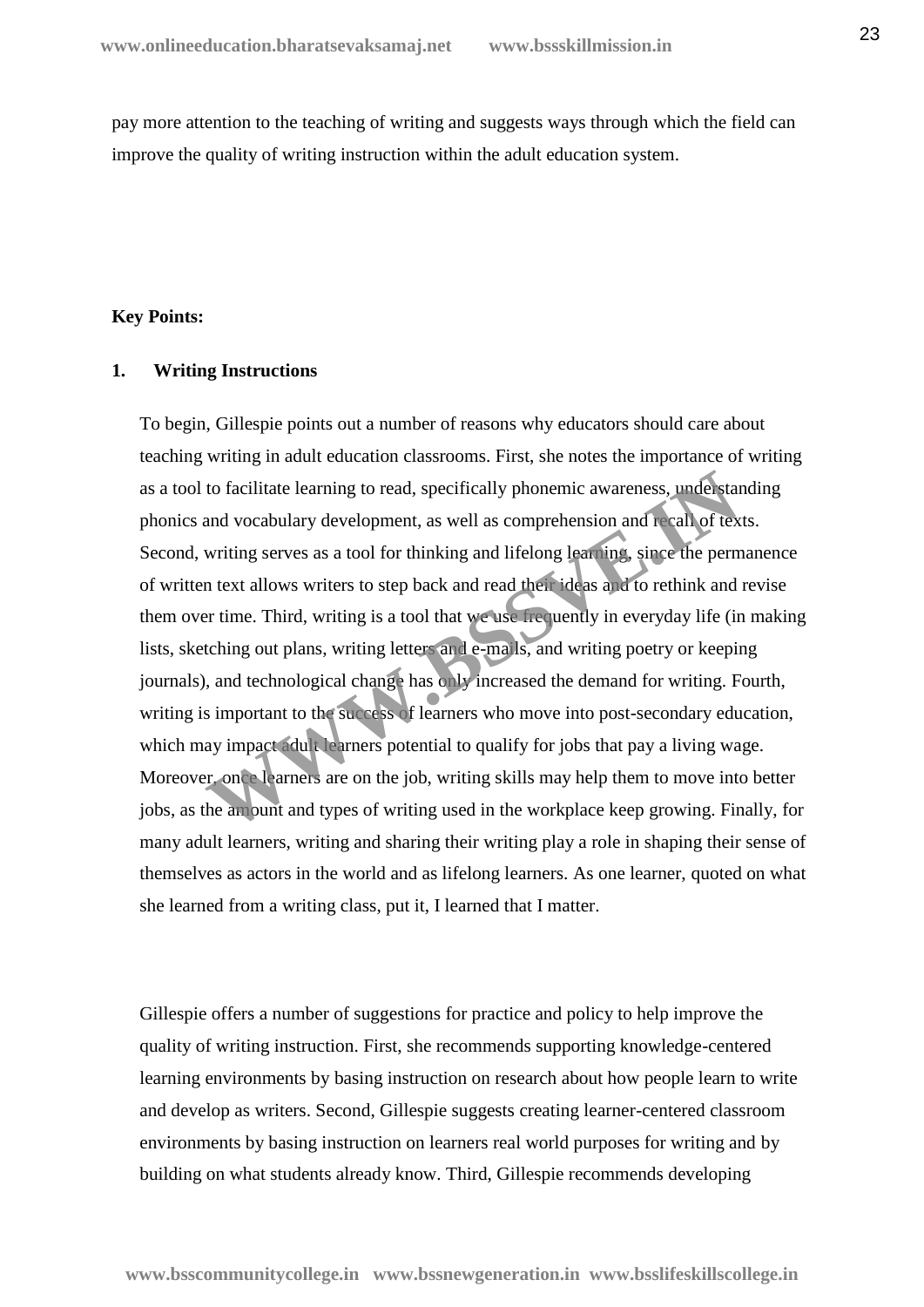pay more attention to the teaching of writing and suggests ways through which the field can improve the quality of writing instruction within the adult education system.

**Key Points:**

**1. Writing Instructions**

To begin, Gillespie points out a number of reasons why educators should care about teaching writing in adult education classrooms. First, she notes the importance of writing as a tool to facilitate learning to read, specifically phonemic awareness, understanding phonics and vocabulary development, as well as comprehension and recall of texts. Second, writing serves as a tool for thinking and lifelong learning, since the permanence of written text allows writers to step back and read their ideas and to rethink and revise them over time. Third, writing is a tool that we use frequently in everyday life (in making lists, sketching out plans, writing letters and e-mails, and writing poetry or keeping journals), and technological change has only increased the demand for writing. Fourth, writing is important to the success of learners who move into post-secondary education, which may impact adult learners potential to qualify for jobs that pay a living wage. Moreover, once learners are on the job, writing skills may help them to move into better jobs, as the amount and types of writing used in the workplace keep growing. Finally, for many adult learners, writing and sharing their writing play a role in shaping their sense of themselves as actors in the world and as lifelong learners. As one learner, quoted on what she learned from a writing class, put it, I learned that I matter.

Gillespie offers a number of suggestions for practice and policy to help improve the quality of writing instruction. First, she recommends supporting knowledge-centered learning environments by basing instruction on research about how people learn to write and develop as writers. Second, Gillespie suggests creating learner-centered classroom environments by basing instruction on learners real world purposes for writing and by building on what students already know. Third, Gillespie recommends developing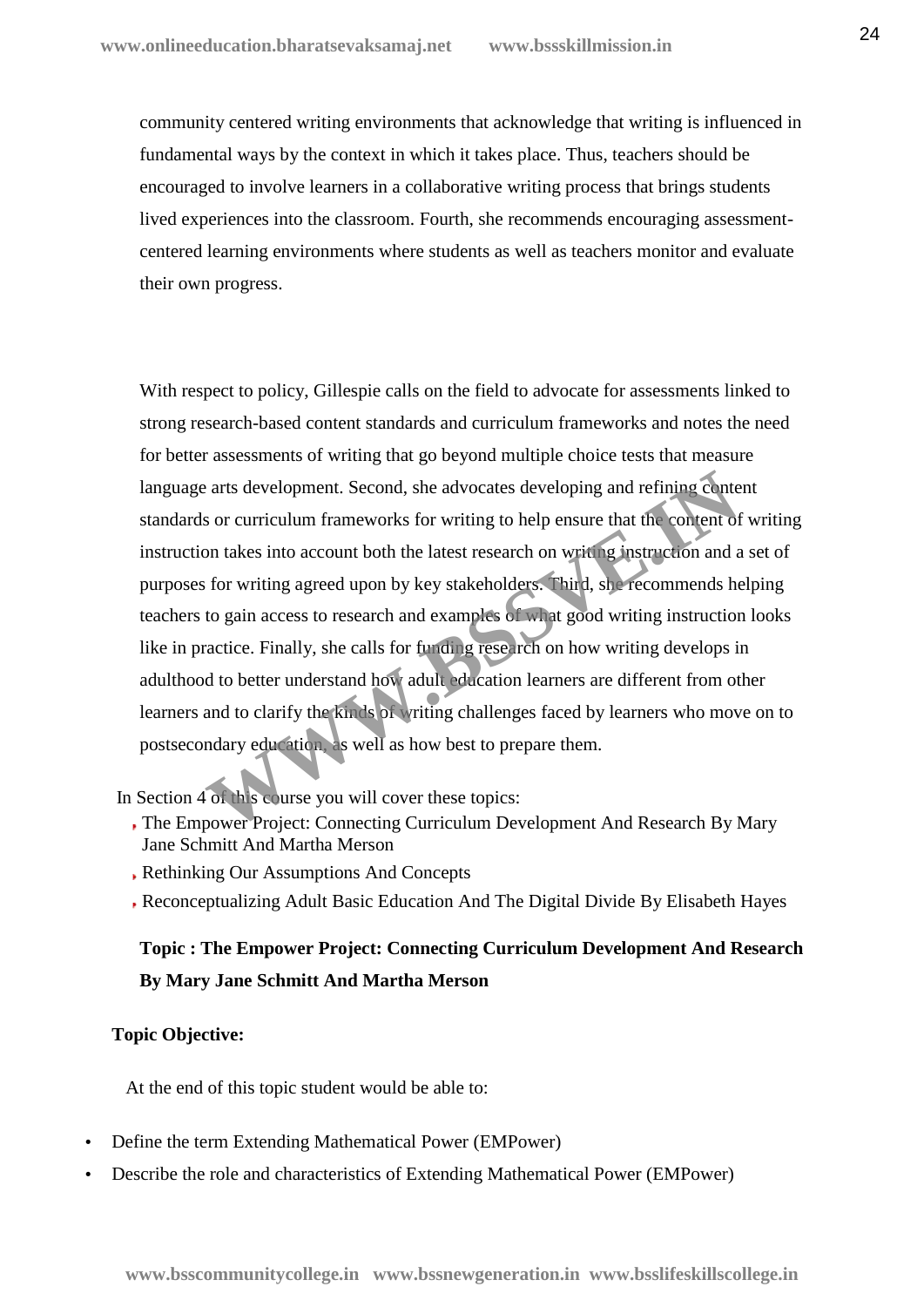community centered writing environments that acknowledge that writing is influenced in fundamental ways by the context in which it takes place. Thus, teachers should be encouraged to involve learners in a collaborative writing process that brings students lived experiences into the classroom. Fourth, she recommends encouraging assessment-centered learning environments where students as well as teachers monitor and evaluate their own progress.

With respect to policy, Gillespie calls on the field to advocate for assessments linked to strong research-based content standards and curriculum frameworks and notes the need for better assessments of writing that go beyond multiple choice tests that measure language arts development. Second, she advocates developing and refining content standards or curriculum frameworks for writing to help ensure that the content of writing instruction takes into account both the latest research on writing instruction and a set of purposes for writing agreed upon by key stakeholders. Third, she recommends helping teachers to gain access to research and examples of what good writing instruction looks like in practice. Finally, she calls for funding research on how writing develops in adulthood to better understand how adult education learners are different from other learners and to clarify the kinds of writing challenges faced by learners who move on to postsecondary education, as well as how best to prepare them.

In Section 4 of this course you will cover these topics:

- The Empower Project: Connecting Curriculum Development And Research By Mary Jane Schmitt And Martha Merson
- Rethinking Our Assumptions And Concepts
- Reconceptualizing Adult Basic Education And The Digital Divide By Elisabeth Hayes

**Topic : The Empower Project: Connecting Curriculum Development And Research By Mary Jane Schmitt And Martha Merson**

**Topic Objective:**

At the end of this topic student would be able to:

- Define the term Extending Mathematical Power (EMPower)
- Describe the role and characteristics of Extending Mathematical Power (EMPower)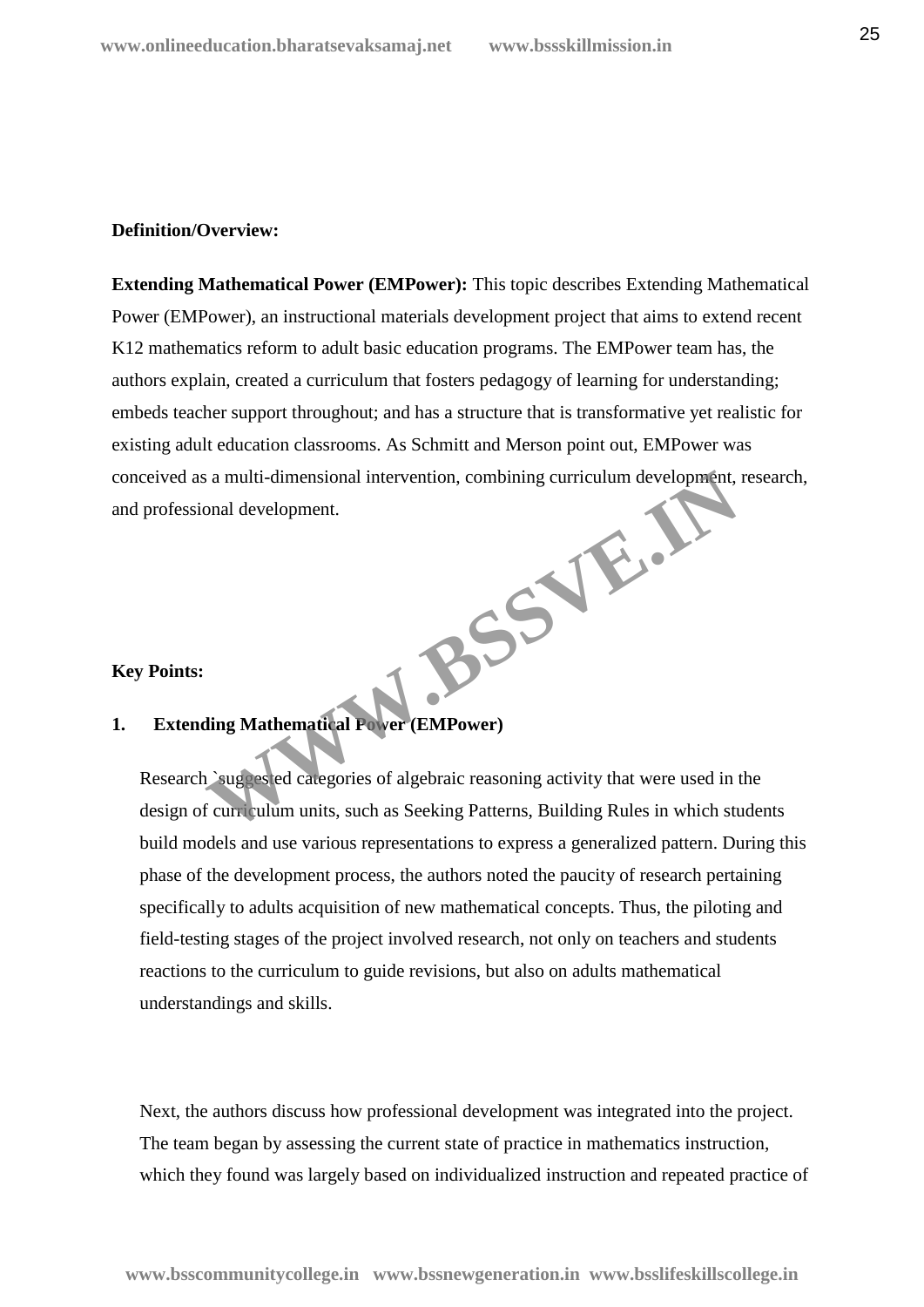**Definition/Overview:**

**Extending Mathematical Power (EMPower):** This topic describes Extending Mathematical Power (EMPower), an instructional materials development project that aims to extend recent K12 mathematics reform to adult basic education programs. The EMPower team has, the authors explain, created a curriculum that fosters pedagogy of learning for understanding; embeds teacher support throughout; and has a structure that is transformative yet realistic for existing adult education classrooms. As Schmitt and Merson point out, EMPower was conceived as a multi-dimensional intervention, combining curriculum development, research, and professional development.

**Key Points:**

**1. Extending Mathematical Power (EMPower)**

Research `suggested categories of algebraic reasoning activity that were used in the design of curriculum units, such as Seeking Patterns, Building Rules in which students build models and use various representations to express a generalized pattern. During this phase of the development process, the authors noted the paucity of research pertaining specifically to adults acquisition of new mathematical concepts. Thus, the piloting and field-testing stages of the project involved research, not only on teachers and students reactions to the curriculum to guide revisions, but also on adults mathematical understandings and skills.

Next, the authors discuss how professional development was integrated into the project. The team began by assessing the current state of practice in mathematics instruction, which they found was largely based on individualized instruction and repeated practice of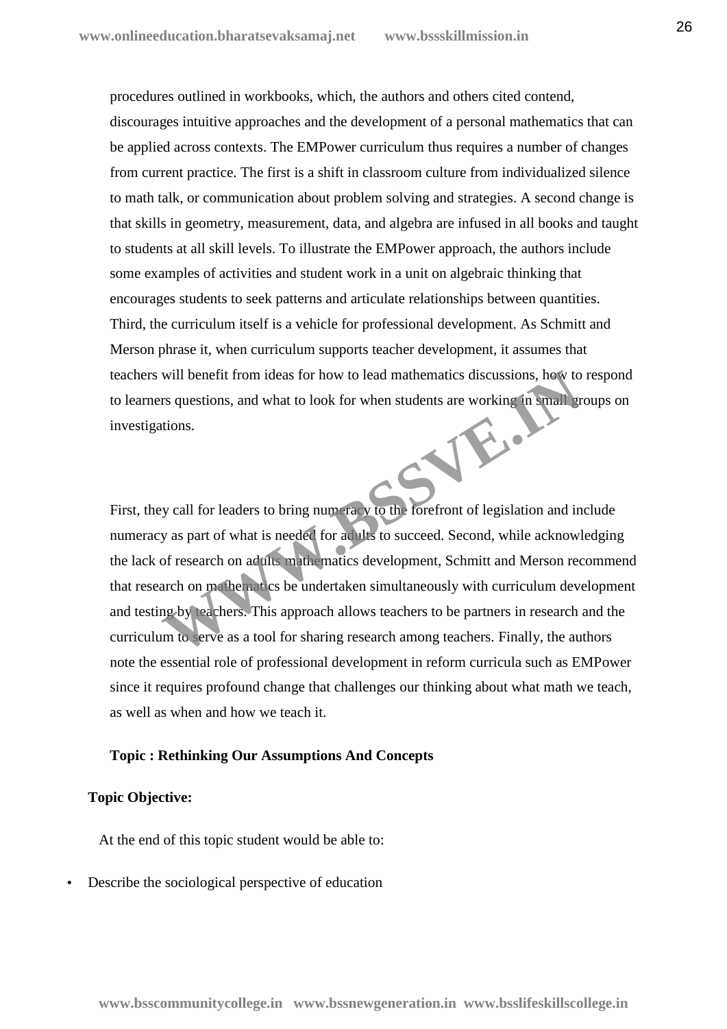procedures outlined in workbooks, which, the authors and others cited contend, discourages intuitive approaches and the development of a personal mathematics that can be applied across contexts. The EMPower curriculum thus requires a number of changes from current practice. The first is a shift in classroom culture from individualized silence to math talk, or communication about problem solving and strategies. A second change is that skills in geometry, measurement, data, and algebra are infused in all books and taught to students at all skill levels. To illustrate the EMPower approach, the authors include some examples of activities and student work in a unit on algebraic thinking that encourages students to seek patterns and articulate relationships between quantities. Third, the curriculum itself is a vehicle for professional development. As Schmitt and Merson phrase it, when curriculum supports teacher development, it assumes that teachers will benefit from ideas for how to lead mathematics discussions, how to respond to learners questions, and what to look for when students are working in small groups on investigations.

First, they call for leaders to bring numeracy to the forefront of legislation and include numeracy as part of what is needed for adults to succeed. Second, while acknowledging the lack of research on adults mathematics development, Schmitt and Merson recommend that research on mathematics be undertaken simultaneously with curriculum development and testing by teachers. This approach allows teachers to be partners in research and the curriculum to serve as a tool for sharing research among teachers. Finally, the authors note the essential role of professional development in reform curricula such as EMPower since it requires profound change that challenges our thinking about what math we teach, as well as when and how we teach it.

**Topic : Rethinking Our Assumptions And Concepts**

**Topic Objective:**

At the end of this topic student would be able to:

- Describe the sociological perspective of education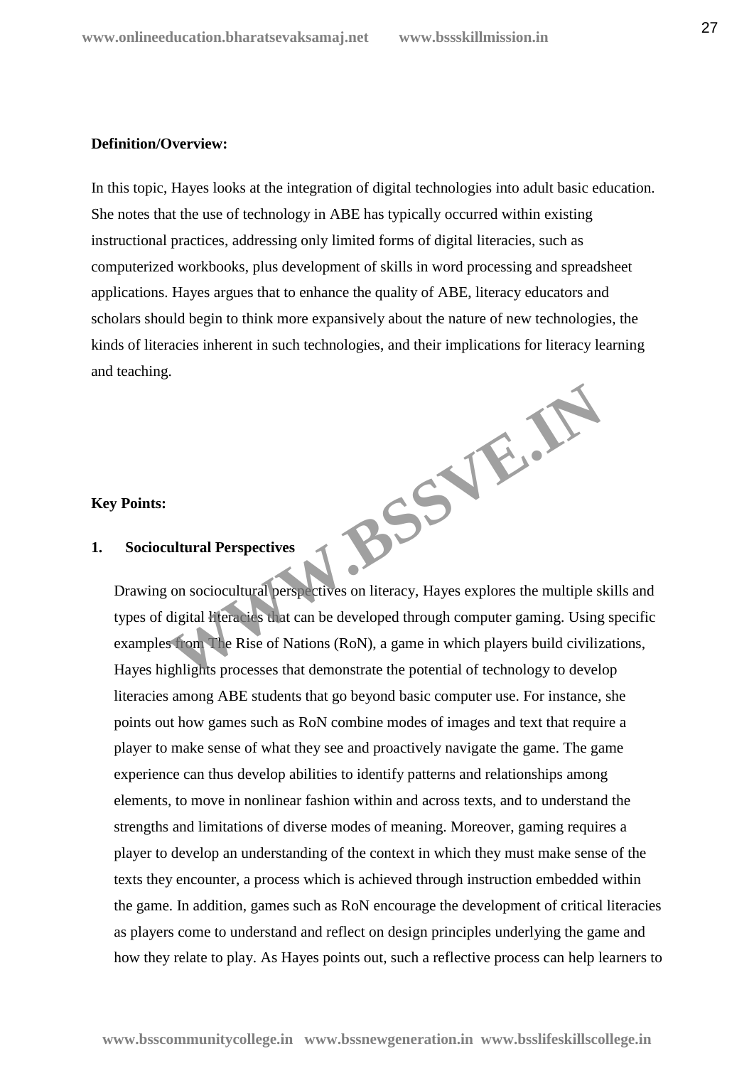**Definition/Overview:**

In this topic, Hayes looks at the integration of digital technologies into adult basic education. She notes that the use of technology in ABE has typically occurred within existing instructional practices, addressing only limited forms of digital literacies, such as computerized workbooks, plus development of skills in word processing and spreadsheet applications. Hayes argues that to enhance the quality of ABE, literacy educators and scholars should begin to think more expansively about the nature of new technologies, the kinds of literacies inherent in such technologies, and their implications for literacy learning and teaching.

**Key Points:**

**1. Sociocultural Perspectives**

Drawing on sociocultural perspectives on literacy, Hayes explores the multiple skills and types of digital literacies that can be developed through computer gaming. Using specific examples from The Rise of Nations (RoN), a game in which players build civilizations, Hayes highlights processes that demonstrate the potential of technology to develop literacies among ABE students that go beyond basic computer use. For instance, she points out how games such as RoN combine modes of images and text that require a player to make sense of what they see and proactively navigate the game. The game experience can thus develop abilities to identify patterns and relationships among elements, to move in nonlinear fashion within and across texts, and to understand the strengths and limitations of diverse modes of meaning. Moreover, gaming requires a player to develop an understanding of the context in which they must make sense of the texts they encounter, a process which is achieved through instruction embedded within the game. In addition, games such as RoN encourage the development of critical literacies as players come to understand and reflect on design principles underlying the game and how they relate to play. As Hayes points out, such a reflective process can help learners to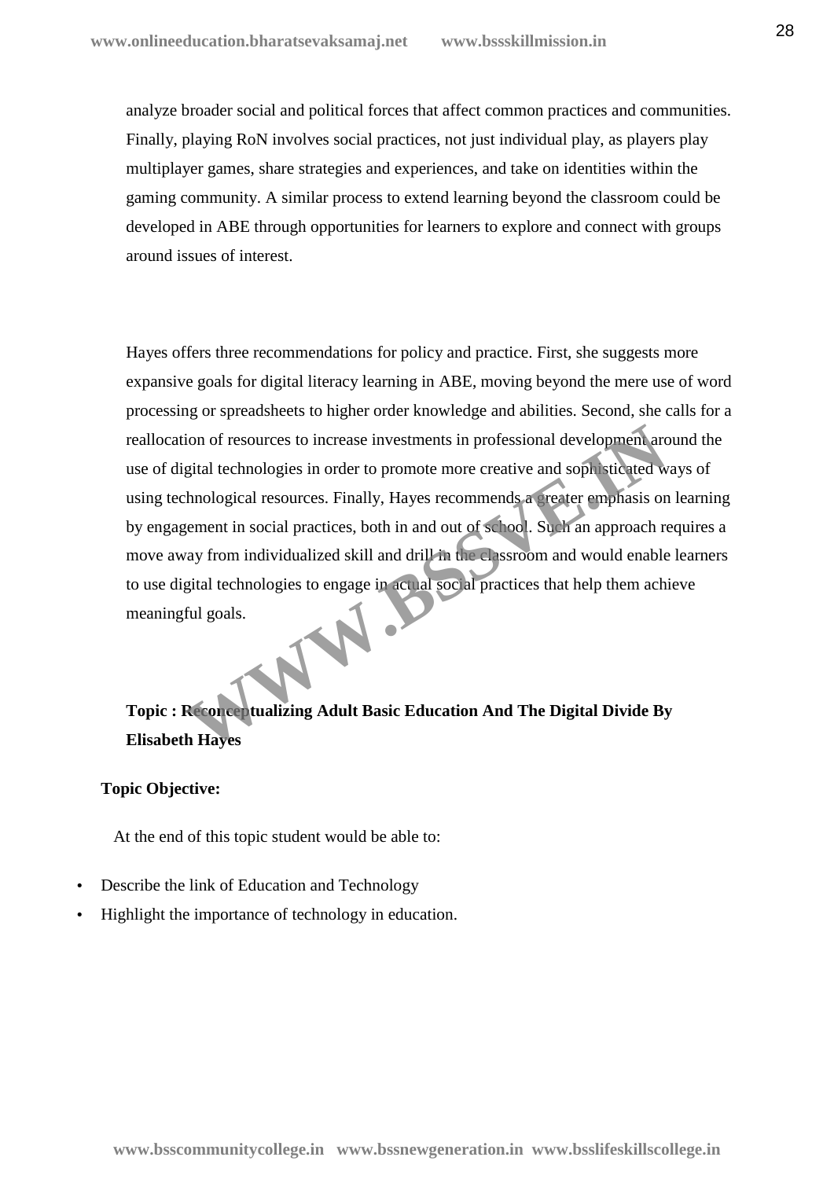analyze broader social and political forces that affect common practices and communities. Finally, playing RoN involves social practices, not just individual play, as players play multiplayer games, share strategies and experiences, and take on identities within the gaming community. A similar process to extend learning beyond the classroom could be developed in ABE through opportunities for learners to explore and connect with groups around issues of interest.

Hayes offers three recommendations for policy and practice. First, she suggests more expansive goals for digital literacy learning in ABE, moving beyond the mere use of word processing or spreadsheets to higher order knowledge and abilities. Second, she calls for a reallocation of resources to increase investments in professional development around the use of digital technologies in order to promote more creative and sophisticated ways of using technological resources. Finally, Hayes recommends a greater emphasis on learning by engagement in social practices, both in and out of school. Such an approach requires a move away from individualized skill and drill in the classroom and would enable learners to use digital technologies to engage in actual social practices that help them achieve meaningful goals.

**Topic : Reconceptualizing Adult Basic Education And The Digital Divide By Elisabeth Hayes**

**Topic Objective:**

At the end of this topic student would be able to:

- Describe the link of Education and Technology
- Highlight the importance of technology in education.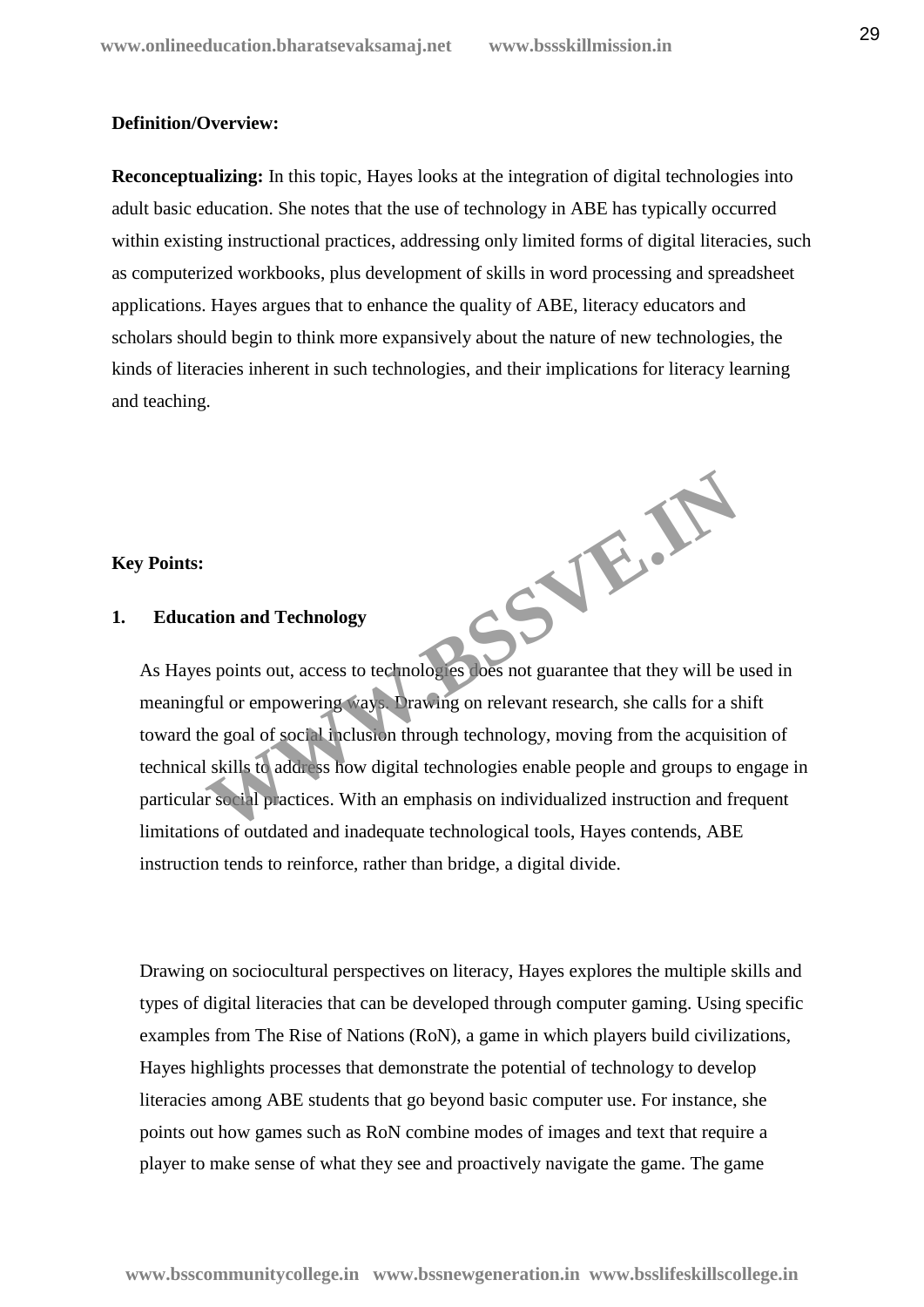**Definition/Overview:**

**Reconceptualizing:** In this topic, Hayes looks at the integration of digital technologies into adult basic education. She notes that the use of technology in ABE has typically occurred within existing instructional practices, addressing only limited forms of digital literacies, such as computerized workbooks, plus development of skills in word processing and spreadsheet applications. Hayes argues that to enhance the quality of ABE, literacy educators and scholars should begin to think more expansively about the nature of new technologies, the kinds of literacies inherent in such technologies, and their implications for literacy learning and teaching.

**Key Points:**

**1. Education and Technology**

As Hayes points out, access to technologies does not guarantee that they will be used in meaningful or empowering ways. Drawing on relevant research, she calls for a shift toward the goal of social inclusion through technology, moving from the acquisition of technical skills to address how digital technologies enable people and groups to engage in particular social practices. With an emphasis on individualized instruction and frequent limitations of outdated and inadequate technological tools, Hayes contends, ABE instruction tends to reinforce, rather than bridge, a digital divide.

Drawing on sociocultural perspectives on literacy, Hayes explores the multiple skills and types of digital literacies that can be developed through computer gaming. Using specific examples from The Rise of Nations (RoN), a game in which players build civilizations, Hayes highlights processes that demonstrate the potential of technology to develop literacies among ABE students that go beyond basic computer use. For instance, she points out how games such as RoN combine modes of images and text that require a player to make sense of what they see and proactively navigate the game. The game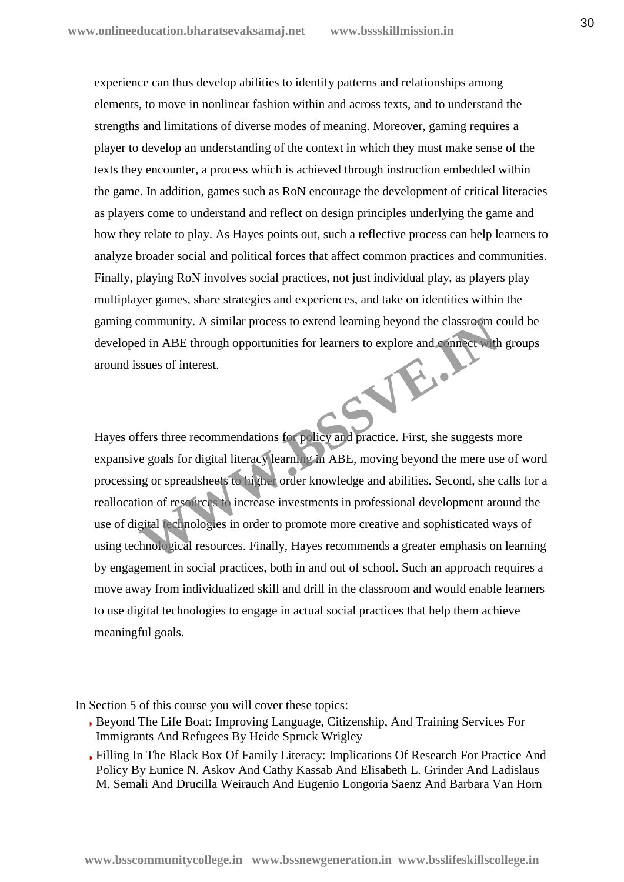experience can thus develop abilities to identify patterns and relationships among elements, to move in nonlinear fashion within and across texts, and to understand the strengths and limitations of diverse modes of meaning. Moreover, gaming requires a player to develop an understanding of the context in which they must make sense of the texts they encounter, a process which is achieved through instruction embedded within the game. In addition, games such as RoN encourage the development of critical literacies as players come to understand and reflect on design principles underlying the game and how they relate to play. As Hayes points out, such a reflective process can help learners to analyze broader social and political forces that affect common practices and communities. Finally, playing RoN involves social practices, not just individual play, as players play multiplayer games, share strategies and experiences, and take on identities within the gaming community. A similar process to extend learning beyond the classroom could be developed in ABE through opportunities for learners to explore and connect with groups around issues of interest.

Hayes offers three recommendations for policy and practice. First, she suggests more expansive goals for digital literacy learning in ABE, moving beyond the mere use of word processing or spreadsheets to higher order knowledge and abilities. Second, she calls for a reallocation of resources to increase investments in professional development around the use of digital technologies in order to promote more creative and sophisticated ways of using technological resources. Finally, Hayes recommends a greater emphasis on learning by engagement in social practices, both in and out of school. Such an approach requires a move away from individualized skill and drill in the classroom and would enable learners to use digital technologies to engage in actual social practices that help them achieve meaningful goals.

In Section 5 of this course you will cover these topics:

- Beyond The Life Boat: Improving Language, Citizenship, And Training Services For Immigrants And Refugees By Heide Spruck Wrigley
- Filling In The Black Box Of Family Literacy: Implications Of Research For Practice And Policy By Eunice N. Askov And Cathy Kassab And Elisabeth L. Grinder And Ladislaus M. Semali And Drucilla Weirauch And Eugenio Longoria Saenz And Barbara Van Horn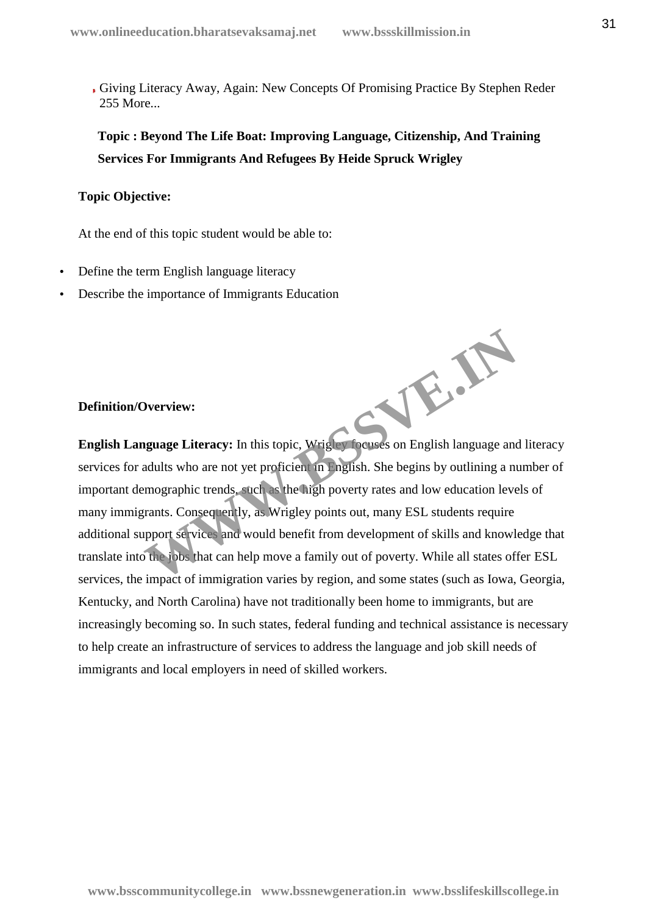- Giving Literacy Away, Again: New Concepts Of Promising Practice By Stephen Reder 255 More...

**Topic : Beyond The Life Boat: Improving Language, Citizenship, And Training Services For Immigrants And Refugees By Heide Spruck Wrigley**

**Topic Objective:**

At the end of this topic student would be able to:

- Define the term English language literacy
- Describe the importance of Immigrants Education

**Definition/Overview:**

**English Language Literacy:** In this topic, Wrigley focuses on English language and literacy services for adults who are not yet proficient in English. She begins by outlining a number of important demographic trends, such as the high poverty rates and low education levels of many immigrants. Consequently, as Wrigley points out, many ESL students require additional support services and would benefit from development of skills and knowledge that translate into the jobs that can help move a family out of poverty. While all states offer ESL services, the impact of immigration varies by region, and some states (such as Iowa, Georgia, Kentucky, and North Carolina) have not traditionally been home to immigrants, but are increasingly becoming so. In such states, federal funding and technical assistance is necessary to help create an infrastructure of services to address the language and job skill needs of immigrants and local employers in need of skilled workers.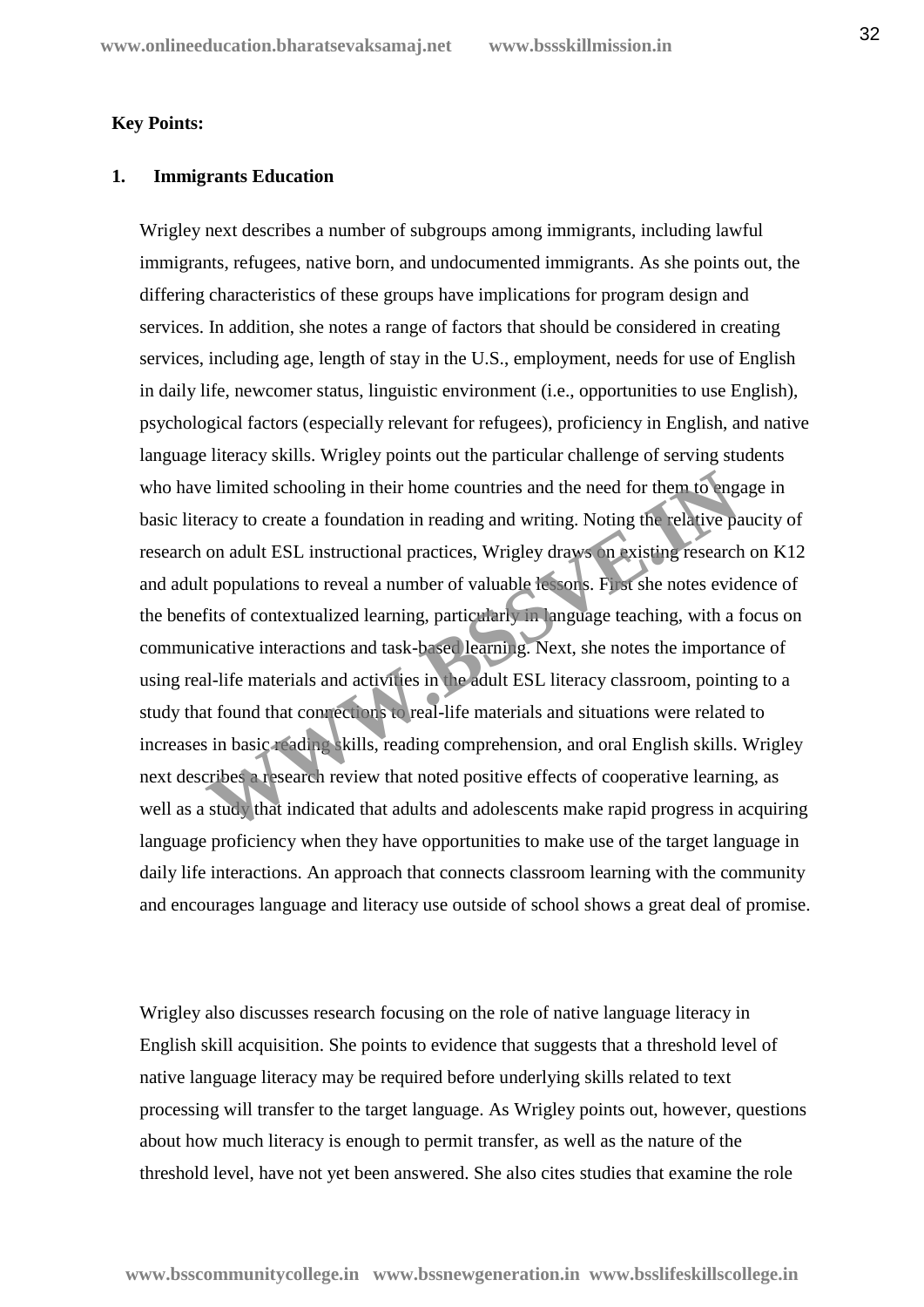**Key Points:**

**1. Immigrants Education**

Wrigley next describes a number of subgroups among immigrants, including lawful immigrants, refugees, native born, and undocumented immigrants. As she points out, the differing characteristics of these groups have implications for program design and services. In addition, she notes a range of factors that should be considered in creating services, including age, length of stay in the U.S., employment, needs for use of English in daily life, newcomer status, linguistic environment (i.e., opportunities to use English), psychological factors (especially relevant for refugees), proficiency in English, and native language literacy skills. Wrigley points out the particular challenge of serving students who have limited schooling in their home countries and the need for them to engage in basic literacy to create a foundation in reading and writing. Noting the relative paucity of research on adult ESL instructional practices, Wrigley draws on existing research on K12 and adult populations to reveal a number of valuable lessons. First she notes evidence of the benefits of contextualized learning, particularly in language teaching, with a focus on communicative interactions and task-based learning. Next, she notes the importance of using real-life materials and activities in the adult ESL literacy classroom, pointing to a study that found that connections to real-life materials and situations were related to increases in basic reading skills, reading comprehension, and oral English skills. Wrigley next describes a research review that noted positive effects of cooperative learning, as well as a study that indicated that adults and adolescents make rapid progress in acquiring language proficiency when they have opportunities to make use of the target language in daily life interactions. An approach that connects classroom learning with the community and encourages language and literacy use outside of school shows a great deal of promise.

Wrigley also discusses research focusing on the role of native language literacy in English skill acquisition. She points to evidence that suggests that a threshold level of native language literacy may be required before underlying skills related to text processing will transfer to the target language. As Wrigley points out, however, questions about how much literacy is enough to permit transfer, as well as the nature of the threshold level, have not yet been answered. She also cites studies that examine the role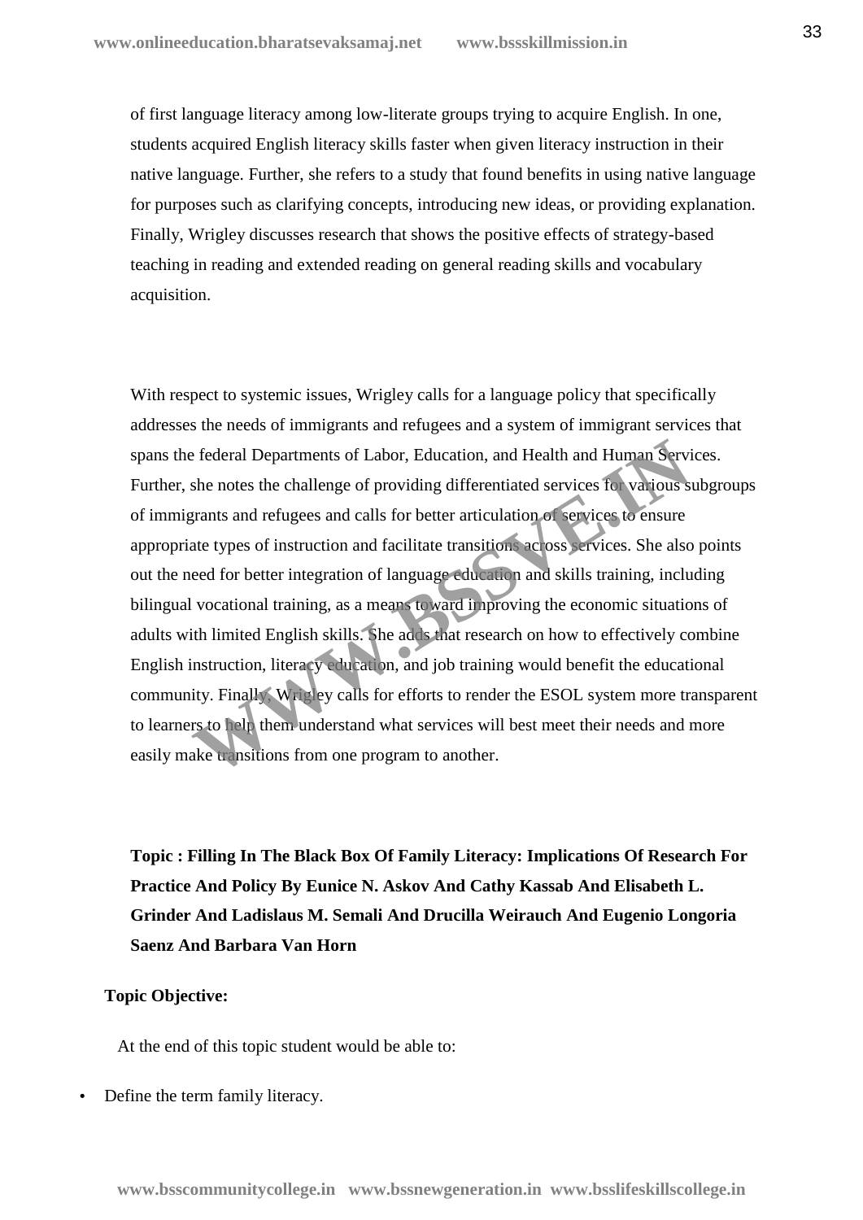of first language literacy among low-literate groups trying to acquire English. In one, students acquired English literacy skills faster when given literacy instruction in their native language. Further, she refers to a study that found benefits in using native language for purposes such as clarifying concepts, introducing new ideas, or providing explanation. Finally, Wrigley discusses research that shows the positive effects of strategy-based teaching in reading and extended reading on general reading skills and vocabulary acquisition.

With respect to systemic issues, Wrigley calls for a language policy that specifically addresses the needs of immigrants and refugees and a system of immigrant services that spans the federal Departments of Labor, Education, and Health and Human Services. Further, she notes the challenge of providing differentiated services for various subgroups of immigrants and refugees and calls for better articulation of services to ensure appropriate types of instruction and facilitate transitions across services. She also points out the need for better integration of language education and skills training, including bilingual vocational training, as a means toward improving the economic situations of adults with limited English skills. She adds that research on how to effectively combine English instruction, literacy education, and job training would benefit the educational community. Finally, Wrigley calls for efforts to render the ESOL system more transparent to learners to help them understand what services will best meet their needs and more easily make transitions from one program to another.

**Topic : Filling In The Black Box Of Family Literacy: Implications Of Research For Practice And Policy By Eunice N. Askov And Cathy Kassab And Elisabeth L. Grinder And Ladislaus M. Semali And Drucilla Weirauch And Eugenio Longoria Saenz And Barbara Van Horn**

**Topic Objective:**

At the end of this topic student would be able to:

- Define the term family literacy.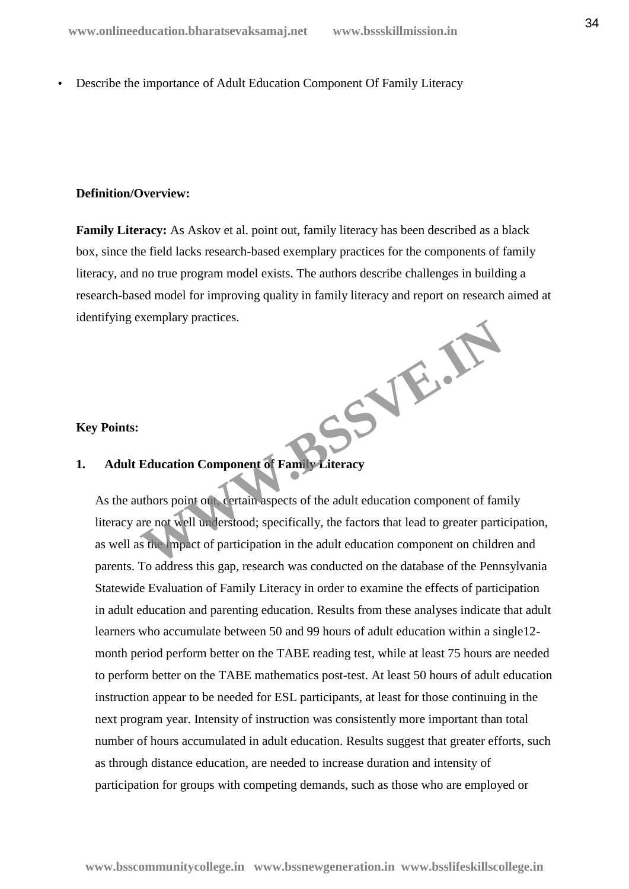- Describe the importance of Adult Education Component Of Family Literacy

**Definition/Overview:**

**Family Literacy:** As Askov et al. point out, family literacy has been described as a black box, since the field lacks research-based exemplary practices for the components of family literacy, and no true program model exists. The authors describe challenges in building a research-based model for improving quality in family literacy and report on research aimed at identifying exemplary practices.

**Key Points:**

**1. Adult Education Component of Family Literacy**

As the authors point out, certain aspects of the adult education component of family literacy are not well understood; specifically, the factors that lead to greater participation, as well as the impact of participation in the adult education component on children and parents. To address this gap, research was conducted on the database of the Pennsylvania Statewide Evaluation of Family Literacy in order to examine the effects of participation in adult education and parenting education. Results from these analyses indicate that adult learners who accumulate between 50 and 99 hours of adult education within a single12-month period perform better on the TABE reading test, while at least 75 hours are needed to perform better on the TABE mathematics post-test. At least 50 hours of adult education instruction appear to be needed for ESL participants, at least for those continuing in the next program year. Intensity of instruction was consistently more important than total number of hours accumulated in adult education. Results suggest that greater efforts, such as through distance education, are needed to increase duration and intensity of participation for groups with competing demands, such as those who are employed or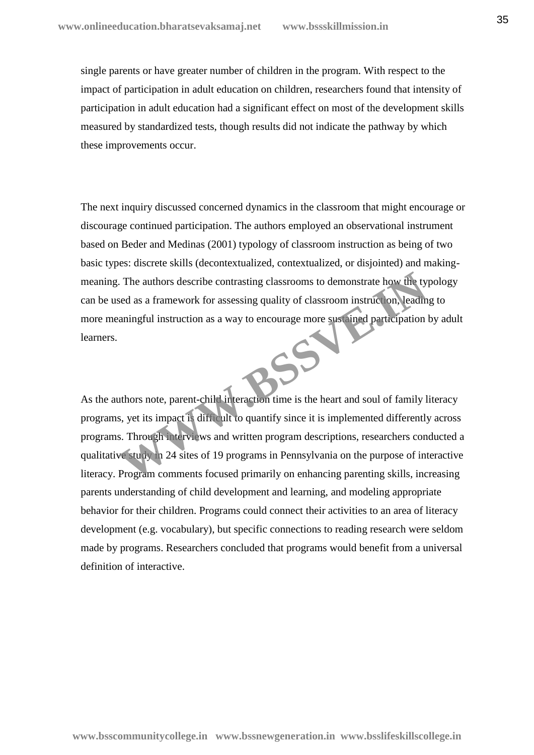single parents or have greater number of children in the program. With respect to the impact of participation in adult education on children, researchers found that intensity of participation in adult education had a significant effect on most of the development skills measured by standardized tests, though results did not indicate the pathway by which these improvements occur.

The next inquiry discussed concerned dynamics in the classroom that might encourage or discourage continued participation. The authors employed an observational instrument based on Beder and Medinas (2001) typology of classroom instruction as being of two basic types: discrete skills (decontextualized, contextualized, or disjointed) and making-meaning. The authors describe contrasting classrooms to demonstrate how the typology can be used as a framework for assessing quality of classroom instruction, leading to more meaningful instruction as a way to encourage more sustained participation by adult learners.

As the authors note, parent-child interaction time is the heart and soul of family literacy programs, yet its impact is difficult to quantify since it is implemented differently across programs. Through interviews and written program descriptions, researchers conducted a qualitative study in 24 sites of 19 programs in Pennsylvania on the purpose of interactive literacy. Program comments focused primarily on enhancing parenting skills, increasing parents understanding of child development and learning, and modeling appropriate behavior for their children. Programs could connect their activities to an area of literacy development (e.g. vocabulary), but specific connections to reading research were seldom made by programs. Researchers concluded that programs would benefit from a universal definition of interactive.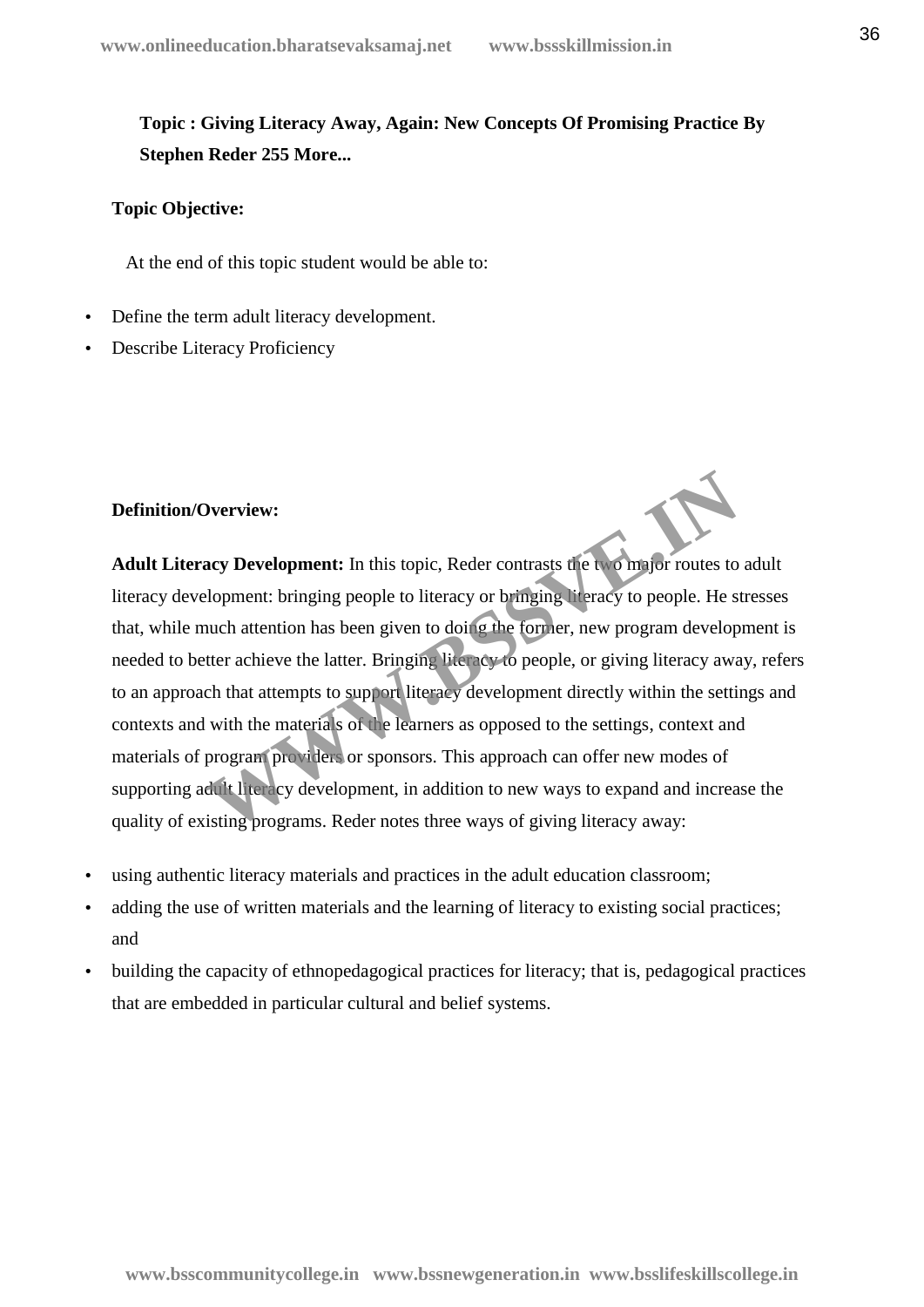**Topic : Giving Literacy Away, Again: New Concepts Of Promising Practice By Stephen Reder 255 More...**

**Topic Objective:**

At the end of this topic student would be able to:

- Define the term adult literacy development.
- Describe Literacy Proficiency

**Definition/Overview:**

**Adult Literacy Development:** In this topic, Reder contrasts the two major routes to adult literacy development: bringing people to literacy or bringing literacy to people. He stresses that, while much attention has been given to doing the former, new program development is needed to better achieve the latter. Bringing literacy to people, or giving literacy away, refers to an approach that attempts to support literacy development directly within the settings and contexts and with the materials of the learners as opposed to the settings, context and materials of program providers or sponsors. This approach can offer new modes of supporting adult literacy development, in addition to new ways to expand and increase the quality of existing programs. Reder notes three ways of giving literacy away:

- using authentic literacy materials and practices in the adult education classroom;
- adding the use of written materials and the learning of literacy to existing social practices; and
- building the capacity of ethnopedagogical practices for literacy; that is, pedagogical practices that are embedded in particular cultural and belief systems.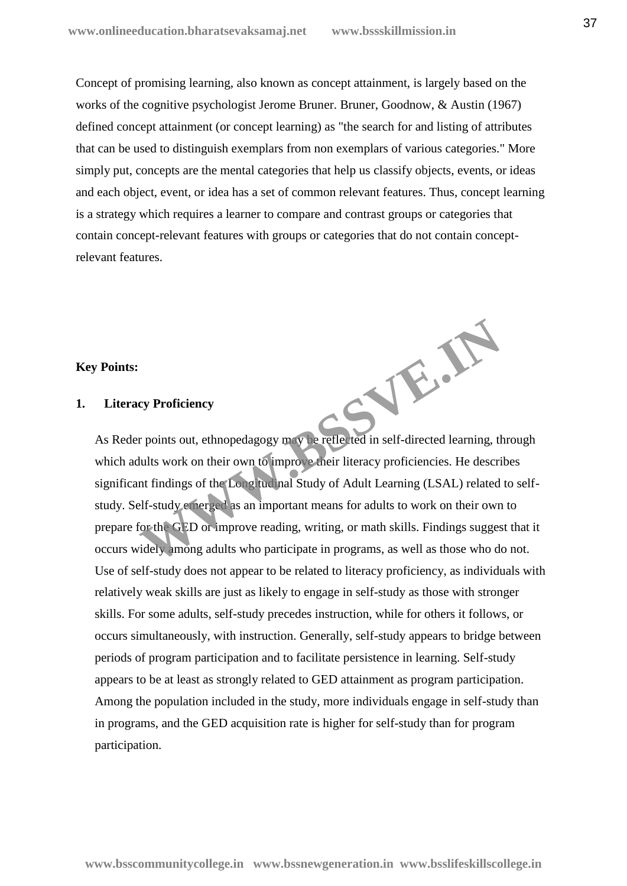Concept of promising learning, also known as concept attainment, is largely based on the works of the cognitive psychologist Jerome Bruner. Bruner, Goodnow, & Austin (1967) defined concept attainment (or concept learning) as "the search for and listing of attributes that can be used to distinguish exemplars from non exemplars of various categories." More simply put, concepts are the mental categories that help us classify objects, events, or ideas and each object, event, or idea has a set of common relevant features. Thus, concept learning is a strategy which requires a learner to compare and contrast groups or categories that contain concept-relevant features with groups or categories that do not contain concept-relevant features.

**Key Points:**

**1. Literacy Proficiency**

As Reder points out, ethnopedagogy may be reflected in self-directed learning, through which adults work on their own to improve their literacy proficiencies. He describes significant findings of the Longitudinal Study of Adult Learning (LSAL) related to self-study. Self-study emerged as an important means for adults to work on their own to prepare for the GED or improve reading, writing, or math skills. Findings suggest that it occurs widely among adults who participate in programs, as well as those who do not. Use of self-study does not appear to be related to literacy proficiency, as individuals with relatively weak skills are just as likely to engage in self-study as those with stronger skills. For some adults, self-study precedes instruction, while for others it follows, or occurs simultaneously, with instruction. Generally, self-study appears to bridge between periods of program participation and to facilitate persistence in learning. Self-study appears to be at least as strongly related to GED attainment as program participation. Among the population included in the study, more individuals engage in self-study than in programs, and the GED acquisition rate is higher for self-study than for program participation.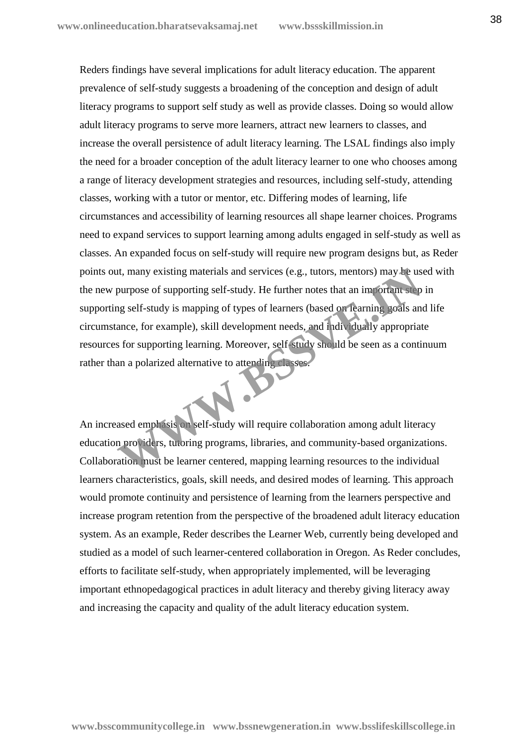Reders findings have several implications for adult literacy education. The apparent prevalence of self-study suggests a broadening of the conception and design of adult literacy programs to support self study as well as provide classes. Doing so would allow adult literacy programs to serve more learners, attract new learners to classes, and increase the overall persistence of adult literacy learning. The LSAL findings also imply the need for a broader conception of the adult literacy learner to one who chooses among a range of literacy development strategies and resources, including self-study, attending classes, working with a tutor or mentor, etc. Differing modes of learning, life circumstances and accessibility of learning resources all shape learner choices. Programs need to expand services to support learning among adults engaged in self-study as well as classes. An expanded focus on self-study will require new program designs but, as Reder points out, many existing materials and services (e.g., tutors, mentors) may be used with the new purpose of supporting self-study. He further notes that an important step in supporting self-study is mapping of types of learners (based on learning goals and life circumstance, for example), skill development needs, and individually appropriate resources for supporting learning. Moreover, self-study should be seen as a continuum rather than a polarized alternative to attending classes.

An increased emphasis on self-study will require collaboration among adult literacy education providers, tutoring programs, libraries, and community-based organizations. Collaboration must be learner centered, mapping learning resources to the individual learners characteristics, goals, skill needs, and desired modes of learning. This approach would promote continuity and persistence of learning from the learners perspective and increase program retention from the perspective of the broadened adult literacy education system. As an example, Reder describes the Learner Web, currently being developed and studied as a model of such learner-centered collaboration in Oregon. As Reder concludes, efforts to facilitate self-study, when appropriately implemented, will be leveraging important ethnopedagogical practices in adult literacy and thereby giving literacy away and increasing the capacity and quality of the adult literacy education system.